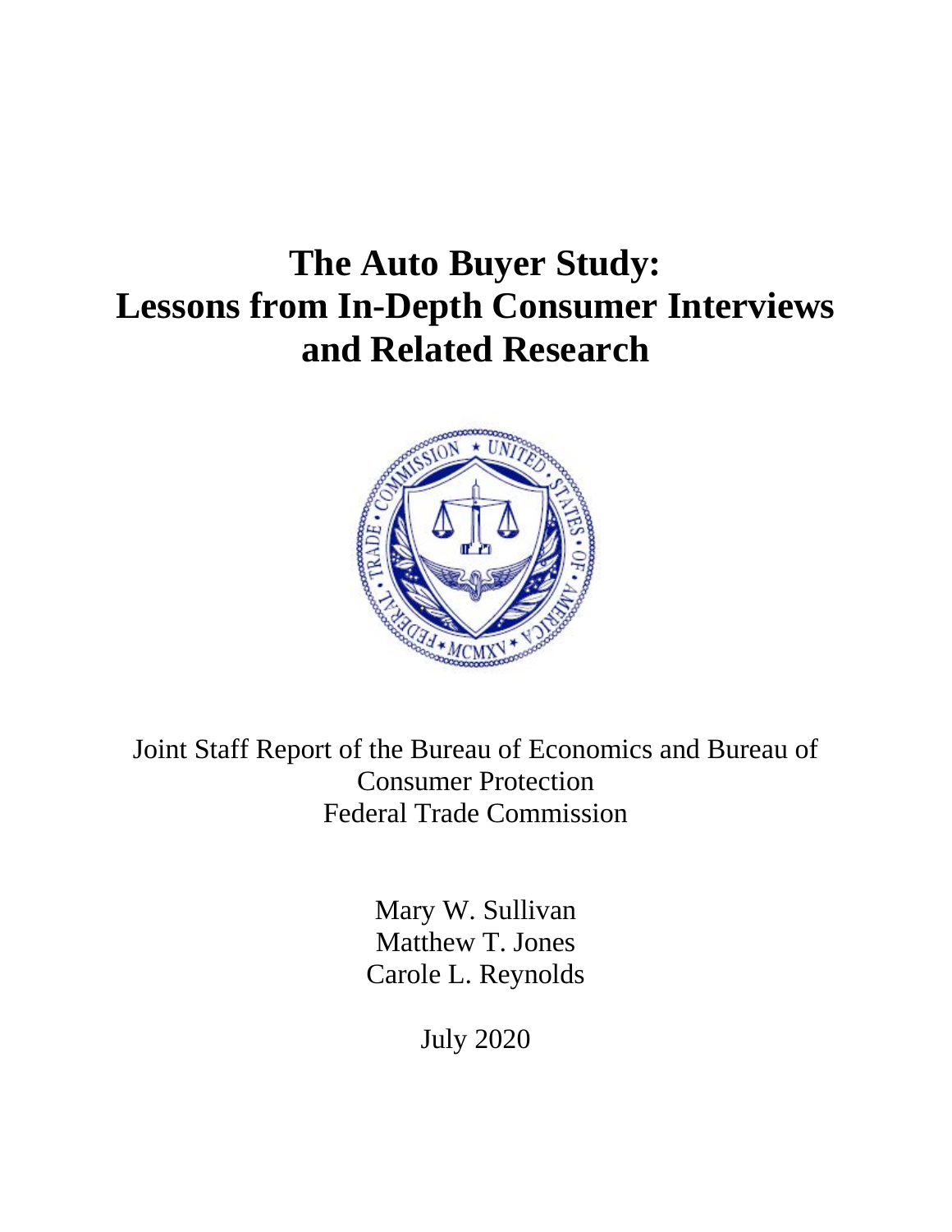# The Auto Buyer Study: Lessons from In-Depth Consumer Interviews and Related Research

Joint Staff Report of the Bureau of Economics and Bureau of Consumer Protection
Federal Trade Commission

Mary W. Sullivan
Matthew T. Jones
Carole L. Reynolds

July 2020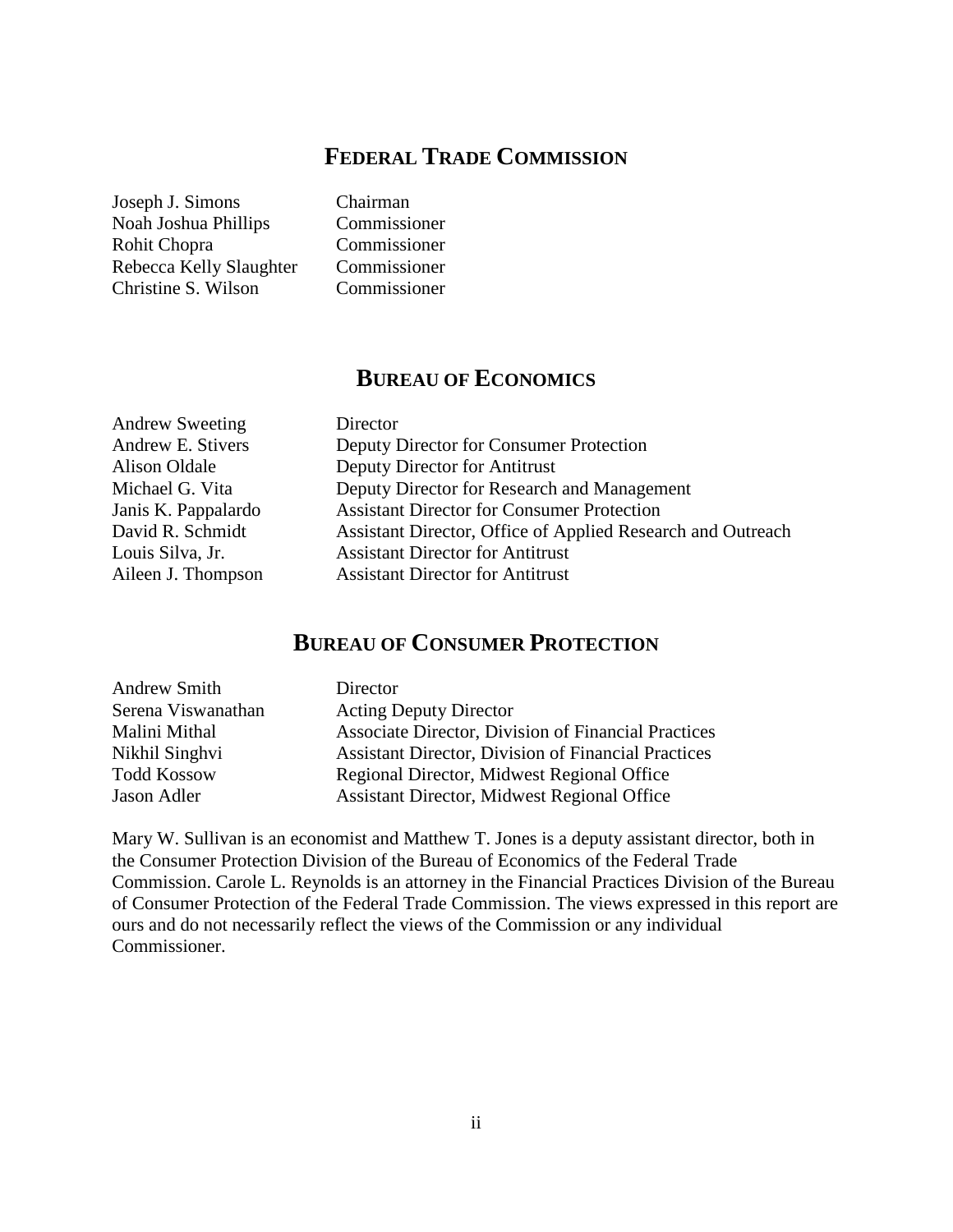## FEDERAL TRADE COMMISSION

| | |
|---|---|
| Joseph J. Simons | Chairman |
| Noah Joshua Phillips | Commissioner |
| Rohit Chopra | Commissioner |
| Rebecca Kelly Slaughter | Commissioner |
| Christine S. Wilson | Commissioner |

## BUREAU OF ECONOMICS

| | |
|---|---|
| Andrew Sweeting | Director |
| Andrew E. Stivers | Deputy Director for Consumer Protection |
| Alison Oldale | Deputy Director for Antitrust |
| Michael G. Vita | Deputy Director for Research and Management |
| Janis K. Pappalardo | Assistant Director for Consumer Protection |
| David R. Schmidt | Assistant Director, Office of Applied Research and Outreach |
| Louis Silva, Jr. | Assistant Director for Antitrust |
| Aileen J. Thompson | Assistant Director for Antitrust |

## BUREAU OF CONSUMER PROTECTION

| | |
|---|---|
| Andrew Smith | Director |
| Serena Viswanathan | Acting Deputy Director |
| Malini Mithal | Associate Director, Division of Financial Practices |
| Nikhil Singhvi | Assistant Director, Division of Financial Practices |
| Todd Kossow | Regional Director, Midwest Regional Office |
| Jason Adler | Assistant Director, Midwest Regional Office |

Mary W. Sullivan is an economist and Matthew T. Jones is a deputy assistant director, both in the Consumer Protection Division of the Bureau of Economics of the Federal Trade Commission. Carole L. Reynolds is an attorney in the Financial Practices Division of the Bureau of Consumer Protection of the Federal Trade Commission. The views expressed in this report are ours and do not necessarily reflect the views of the Commission or any individual Commissioner.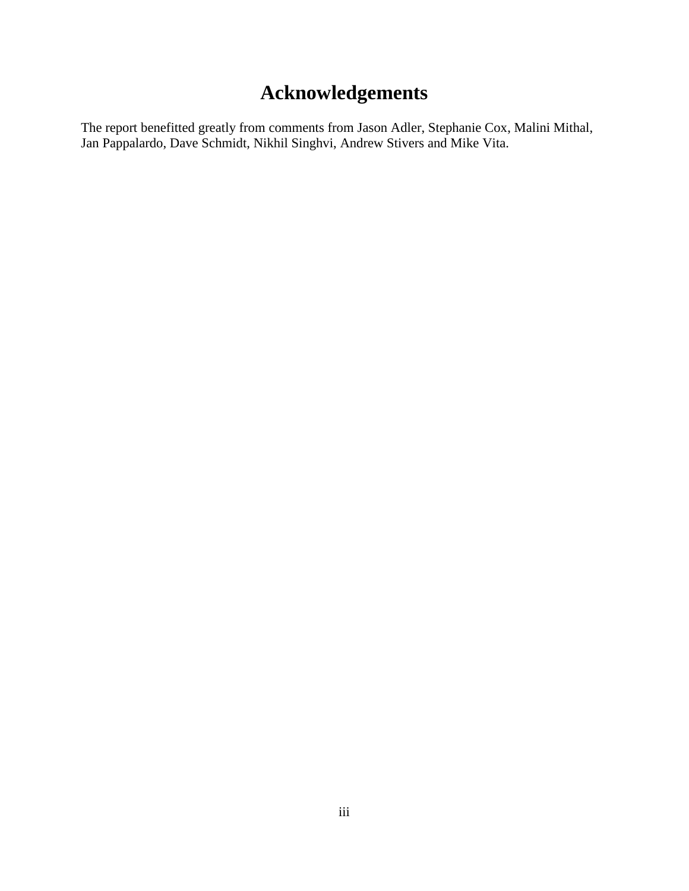# Acknowledgements

The report benefitted greatly from comments from Jason Adler, Stephanie Cox, Malini Mithal, Jan Pappalardo, Dave Schmidt, Nikhil Singhvi, Andrew Stivers and Mike Vita.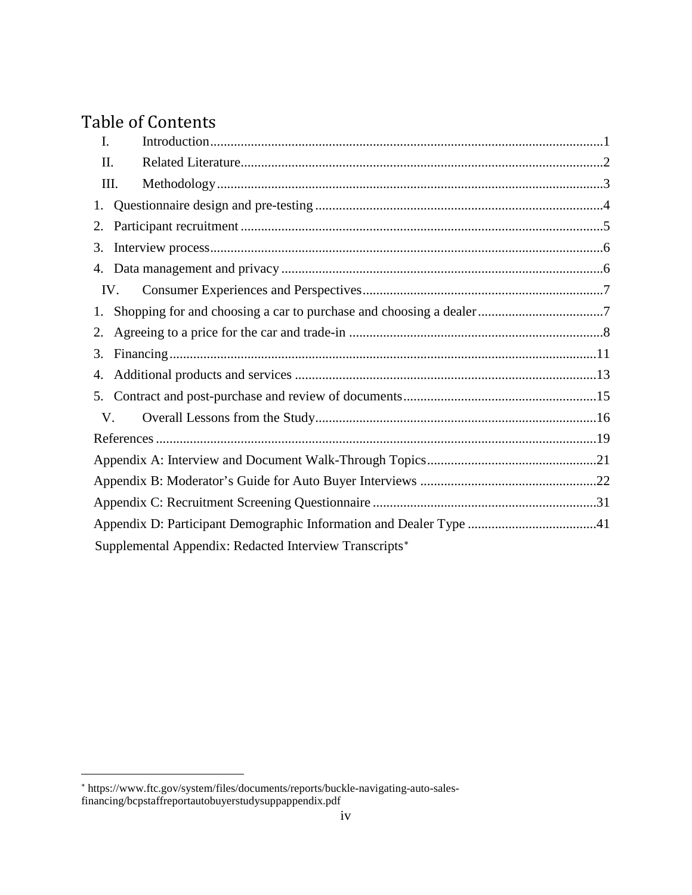# Table of Contents

I. Introduction....................1

II. Related Literature....................2

III. Methodology....................3

1. Questionnaire design and pre-testing....................4
2. Participant recruitment....................5
3. Interview process....................6
4. Data management and privacy....................6

IV. Consumer Experiences and Perspectives....................7

1. Shopping for and choosing a car to purchase and choosing a dealer....................7
2. Agreeing to a price for the car and trade-in....................8
3. Financing....................11
4. Additional products and services....................13
5. Contract and post-purchase and review of documents....................15

V. Overall Lessons from the Study....................16

References....................19

Appendix A: Interview and Document Walk-Through Topics....................21

Appendix B: Moderator's Guide for Auto Buyer Interviews....................22

Appendix C: Recruitment Screening Questionnaire....................31

Appendix D: Participant Demographic Information and Dealer Type....................41

Supplemental Appendix: Redacted Interview Transcripts*

---

* https://www.ftc.gov/system/files/documents/reports/buckle-navigating-auto-sales-financing/bcpstaffreportautobuyerstudysuppappendix.pdf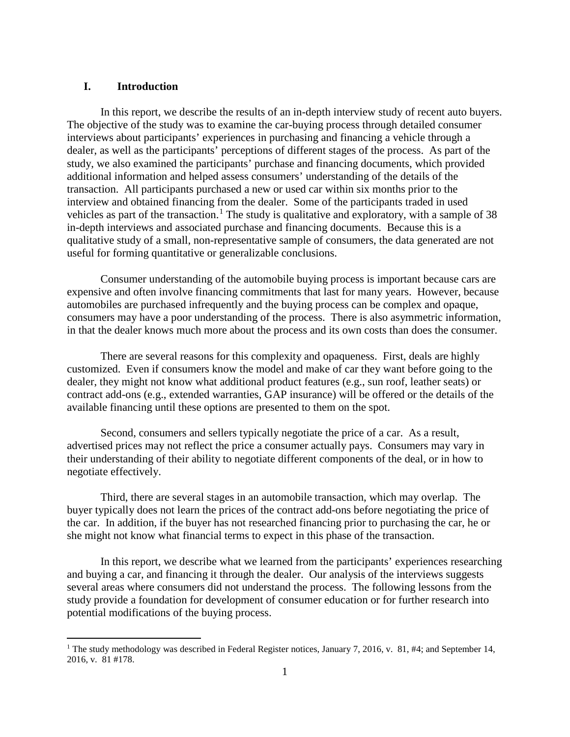# I. Introduction

In this report, we describe the results of an in-depth interview study of recent auto buyers. The objective of the study was to examine the car-buying process through detailed consumer interviews about participants' experiences in purchasing and financing a vehicle through a dealer, as well as the participants' perceptions of different stages of the process. As part of the study, we also examined the participants' purchase and financing documents, which provided additional information and helped assess consumers' understanding of the details of the transaction. All participants purchased a new or used car within six months prior to the interview and obtained financing from the dealer. Some of the participants traded in used vehicles as part of the transaction.[1] The study is qualitative and exploratory, with a sample of 38 in-depth interviews and associated purchase and financing documents. Because this is a qualitative study of a small, non-representative sample of consumers, the data generated are not useful for forming quantitative or generalizable conclusions.

Consumer understanding of the automobile buying process is important because cars are expensive and often involve financing commitments that last for many years. However, because automobiles are purchased infrequently and the buying process can be complex and opaque, consumers may have a poor understanding of the process. There is also asymmetric information, in that the dealer knows much more about the process and its own costs than does the consumer.

There are several reasons for this complexity and opaqueness. First, deals are highly customized. Even if consumers know the model and make of car they want before going to the dealer, they might not know what additional product features (e.g., sun roof, leather seats) or contract add-ons (e.g., extended warranties, GAP insurance) will be offered or the details of the available financing until these options are presented to them on the spot.

Second, consumers and sellers typically negotiate the price of a car. As a result, advertised prices may not reflect the price a consumer actually pays. Consumers may vary in their understanding of their ability to negotiate different components of the deal, or in how to negotiate effectively.

Third, there are several stages in an automobile transaction, which may overlap. The buyer typically does not learn the prices of the contract add-ons before negotiating the price of the car. In addition, if the buyer has not researched financing prior to purchasing the car, he or she might not know what financial terms to expect in this phase of the transaction.

In this report, we describe what we learned from the participants' experiences researching and buying a car, and financing it through the dealer. Our analysis of the interviews suggests several areas where consumers did not understand the process. The following lessons from the study provide a foundation for development of consumer education or for further research into potential modifications of the buying process.

---

[1] The study methodology was described in Federal Register notices, January 7, 2016, v. 81, #4; and September 14, 2016, v. 81 #178.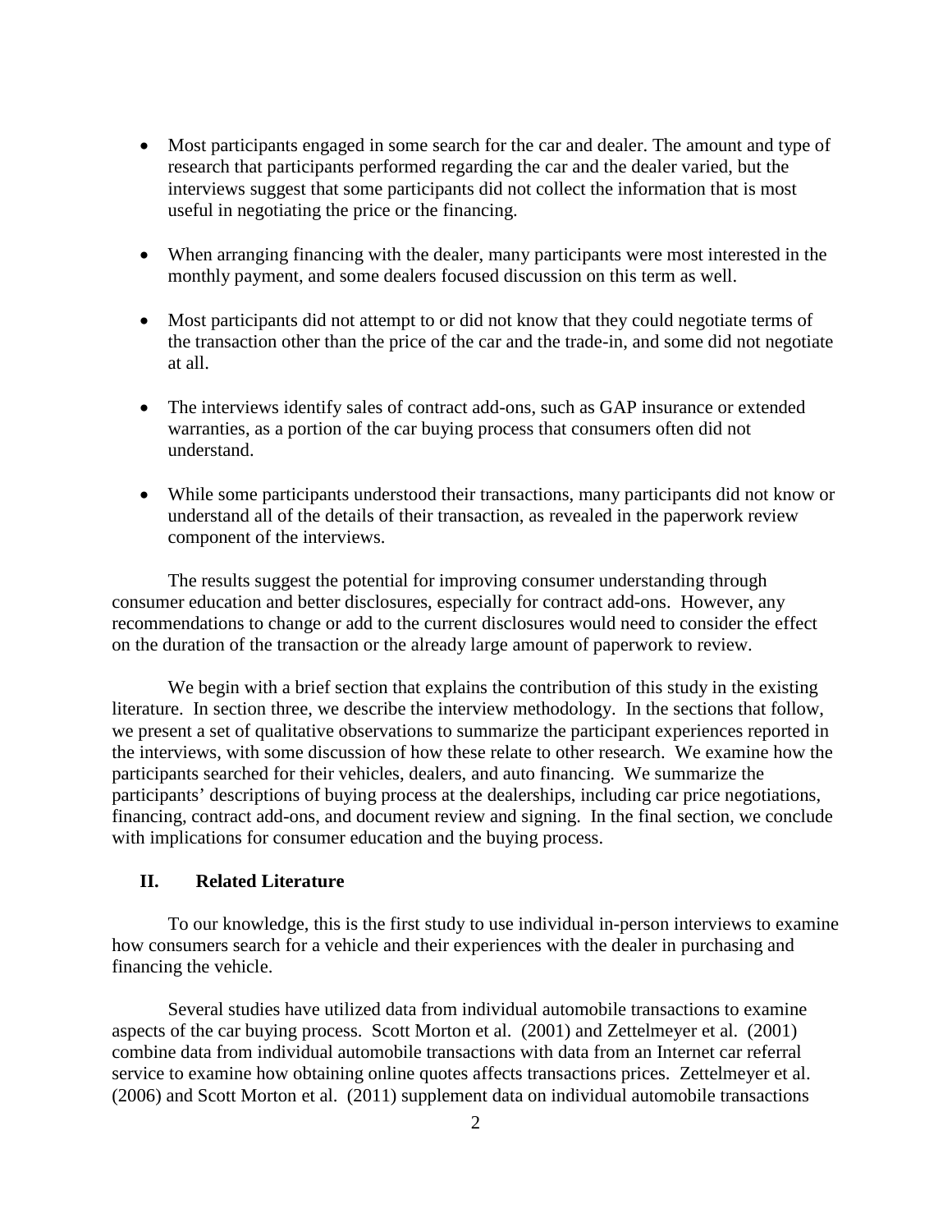- Most participants engaged in some search for the car and dealer. The amount and type of research that participants performed regarding the car and the dealer varied, but the interviews suggest that some participants did not collect the information that is most useful in negotiating the price or the financing.

- When arranging financing with the dealer, many participants were most interested in the monthly payment, and some dealers focused discussion on this term as well.

- Most participants did not attempt to or did not know that they could negotiate terms of the transaction other than the price of the car and the trade-in, and some did not negotiate at all.

- The interviews identify sales of contract add-ons, such as GAP insurance or extended warranties, as a portion of the car buying process that consumers often did not understand.

- While some participants understood their transactions, many participants did not know or understand all of the details of their transaction, as revealed in the paperwork review component of the interviews.

The results suggest the potential for improving consumer understanding through consumer education and better disclosures, especially for contract add-ons. However, any recommendations to change or add to the current disclosures would need to consider the effect on the duration of the transaction or the already large amount of paperwork to review.

We begin with a brief section that explains the contribution of this study in the existing literature. In section three, we describe the interview methodology. In the sections that follow, we present a set of qualitative observations to summarize the participant experiences reported in the interviews, with some discussion of how these relate to other research. We examine how the participants searched for their vehicles, dealers, and auto financing. We summarize the participants' descriptions of buying process at the dealerships, including car price negotiations, financing, contract add-ons, and document review and signing. In the final section, we conclude with implications for consumer education and the buying process.

## II. Related Literature

To our knowledge, this is the first study to use individual in-person interviews to examine how consumers search for a vehicle and their experiences with the dealer in purchasing and financing the vehicle.

Several studies have utilized data from individual automobile transactions to examine aspects of the car buying process. Scott Morton et al. (2001) and Zettelmeyer et al. (2001) combine data from individual automobile transactions with data from an Internet car referral service to examine how obtaining online quotes affects transactions prices. Zettelmeyer et al. (2006) and Scott Morton et al. (2011) supplement data on individual automobile transactions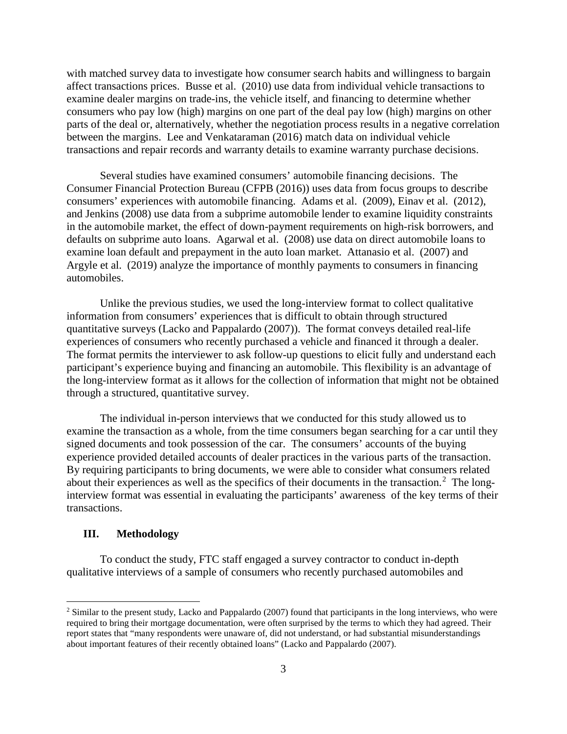with matched survey data to investigate how consumer search habits and willingness to bargain affect transactions prices. Busse et al. (2010) use data from individual vehicle transactions to examine dealer margins on trade-ins, the vehicle itself, and financing to determine whether consumers who pay low (high) margins on one part of the deal pay low (high) margins on other parts of the deal or, alternatively, whether the negotiation process results in a negative correlation between the margins. Lee and Venkataraman (2016) match data on individual vehicle transactions and repair records and warranty details to examine warranty purchase decisions.

Several studies have examined consumers' automobile financing decisions. The Consumer Financial Protection Bureau (CFPB (2016)) uses data from focus groups to describe consumers' experiences with automobile financing. Adams et al. (2009), Einav et al. (2012), and Jenkins (2008) use data from a subprime automobile lender to examine liquidity constraints in the automobile market, the effect of down-payment requirements on high-risk borrowers, and defaults on subprime auto loans. Agarwal et al. (2008) use data on direct automobile loans to examine loan default and prepayment in the auto loan market. Attanasio et al. (2007) and Argyle et al. (2019) analyze the importance of monthly payments to consumers in financing automobiles.

Unlike the previous studies, we used the long-interview format to collect qualitative information from consumers' experiences that is difficult to obtain through structured quantitative surveys (Lacko and Pappalardo (2007)). The format conveys detailed real-life experiences of consumers who recently purchased a vehicle and financed it through a dealer. The format permits the interviewer to ask follow-up questions to elicit fully and understand each participant's experience buying and financing an automobile. This flexibility is an advantage of the long-interview format as it allows for the collection of information that might not be obtained through a structured, quantitative survey.

The individual in-person interviews that we conducted for this study allowed us to examine the transaction as a whole, from the time consumers began searching for a car until they signed documents and took possession of the car. The consumers' accounts of the buying experience provided detailed accounts of dealer practices in the various parts of the transaction. By requiring participants to bring documents, we were able to consider what consumers related about their experiences as well as the specifics of their documents in the transaction.[2] The long-interview format was essential in evaluating the participants' awareness of the key terms of their transactions.

## III. Methodology

To conduct the study, FTC staff engaged a survey contractor to conduct in-depth qualitative interviews of a sample of consumers who recently purchased automobiles and

[2] Similar to the present study, Lacko and Pappalardo (2007) found that participants in the long interviews, who were required to bring their mortgage documentation, were often surprised by the terms to which they had agreed. Their report states that "many respondents were unaware of, did not understand, or had substantial misunderstandings about important features of their recently obtained loans" (Lacko and Pappalardo (2007).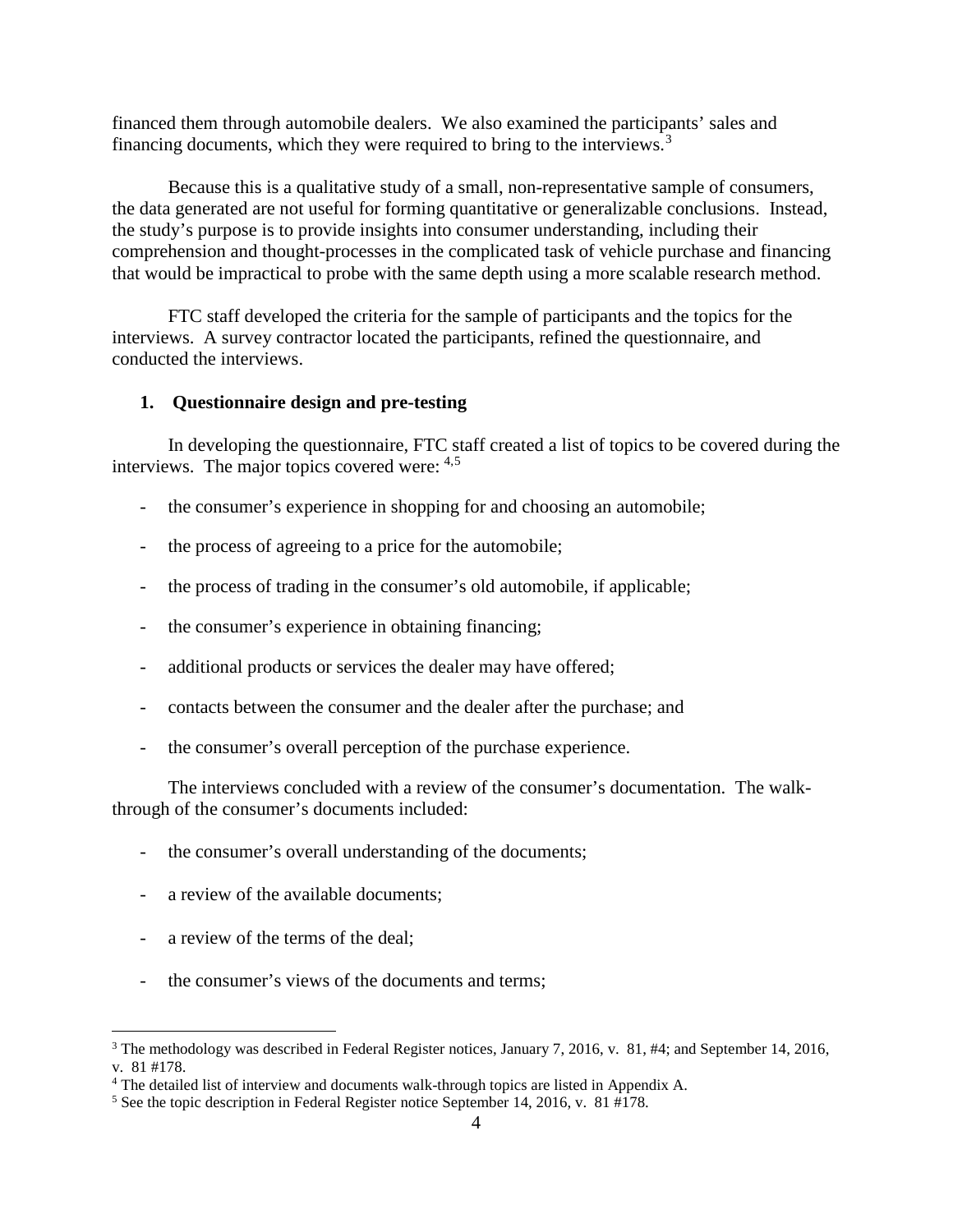financed them through automobile dealers. We also examined the participants' sales and financing documents, which they were required to bring to the interviews.[3]

Because this is a qualitative study of a small, non-representative sample of consumers, the data generated are not useful for forming quantitative or generalizable conclusions. Instead, the study's purpose is to provide insights into consumer understanding, including their comprehension and thought-processes in the complicated task of vehicle purchase and financing that would be impractical to probe with the same depth using a more scalable research method.

FTC staff developed the criteria for the sample of participants and the topics for the interviews. A survey contractor located the participants, refined the questionnaire, and conducted the interviews.

### 1. Questionnaire design and pre-testing

In developing the questionnaire, FTC staff created a list of topics to be covered during the interviews. The major topics covered were: [4,5]

- the consumer's experience in shopping for and choosing an automobile;
- the process of agreeing to a price for the automobile;
- the process of trading in the consumer's old automobile, if applicable;
- the consumer's experience in obtaining financing;
- additional products or services the dealer may have offered;
- contacts between the consumer and the dealer after the purchase; and
- the consumer's overall perception of the purchase experience.

The interviews concluded with a review of the consumer's documentation. The walk-through of the consumer's documents included:

- the consumer's overall understanding of the documents;
- a review of the available documents;
- a review of the terms of the deal;
- the consumer's views of the documents and terms;

---

[3] The methodology was described in Federal Register notices, January 7, 2016, v. 81, #4; and September 14, 2016, v. 81 #178.

[4] The detailed list of interview and documents walk-through topics are listed in Appendix A.

[5] See the topic description in Federal Register notice September 14, 2016, v. 81 #178.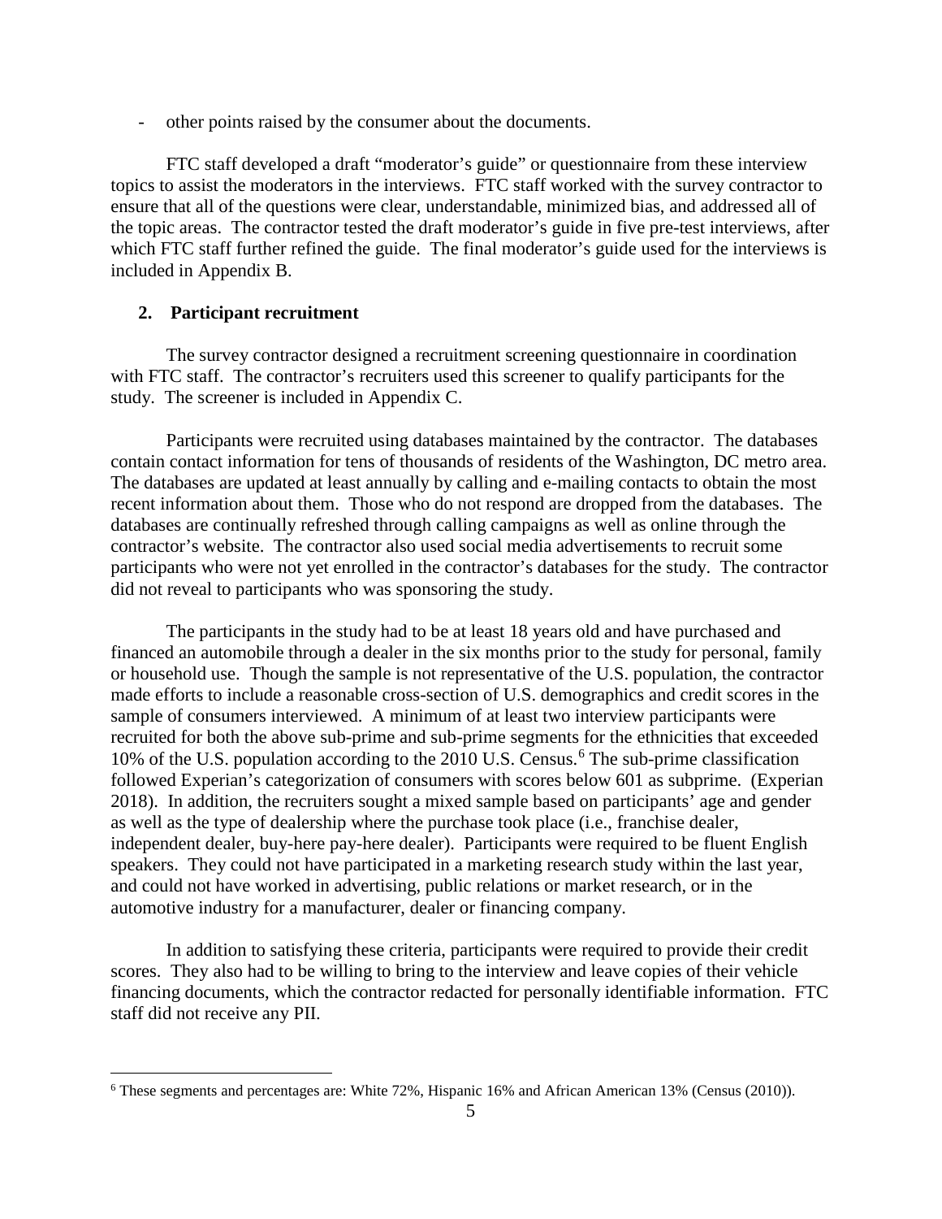- other points raised by the consumer about the documents.

FTC staff developed a draft "moderator's guide" or questionnaire from these interview topics to assist the moderators in the interviews. FTC staff worked with the survey contractor to ensure that all of the questions were clear, understandable, minimized bias, and addressed all of the topic areas. The contractor tested the draft moderator's guide in five pre-test interviews, after which FTC staff further refined the guide. The final moderator's guide used for the interviews is included in Appendix B.

### 2. Participant recruitment

The survey contractor designed a recruitment screening questionnaire in coordination with FTC staff. The contractor's recruiters used this screener to qualify participants for the study. The screener is included in Appendix C.

Participants were recruited using databases maintained by the contractor. The databases contain contact information for tens of thousands of residents of the Washington, DC metro area. The databases are updated at least annually by calling and e-mailing contacts to obtain the most recent information about them. Those who do not respond are dropped from the databases. The databases are continually refreshed through calling campaigns as well as online through the contractor's website. The contractor also used social media advertisements to recruit some participants who were not yet enrolled in the contractor's databases for the study. The contractor did not reveal to participants who was sponsoring the study.

The participants in the study had to be at least 18 years old and have purchased and financed an automobile through a dealer in the six months prior to the study for personal, family or household use. Though the sample is not representative of the U.S. population, the contractor made efforts to include a reasonable cross-section of U.S. demographics and credit scores in the sample of consumers interviewed. A minimum of at least two interview participants were recruited for both the above sub-prime and sub-prime segments for the ethnicities that exceeded 10% of the U.S. population according to the 2010 U.S. Census.[6] The sub-prime classification followed Experian's categorization of consumers with scores below 601 as subprime. (Experian 2018). In addition, the recruiters sought a mixed sample based on participants' age and gender as well as the type of dealership where the purchase took place (i.e., franchise dealer, independent dealer, buy-here pay-here dealer). Participants were required to be fluent English speakers. They could not have participated in a marketing research study within the last year, and could not have worked in advertising, public relations or market research, or in the automotive industry for a manufacturer, dealer or financing company.

In addition to satisfying these criteria, participants were required to provide their credit scores. They also had to be willing to bring to the interview and leave copies of their vehicle financing documents, which the contractor redacted for personally identifiable information. FTC staff did not receive any PII.

[6] These segments and percentages are: White 72%, Hispanic 16% and African American 13% (Census (2010)).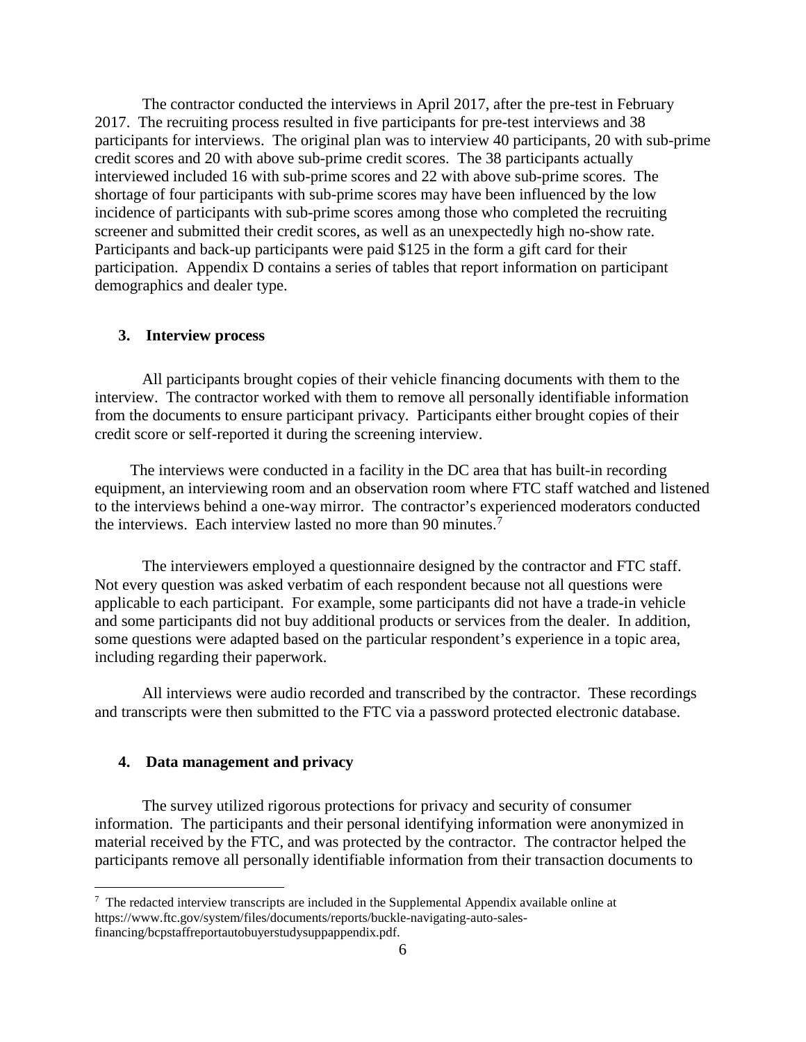The contractor conducted the interviews in April 2017, after the pre-test in February 2017. The recruiting process resulted in five participants for pre-test interviews and 38 participants for interviews. The original plan was to interview 40 participants, 20 with sub-prime credit scores and 20 with above sub-prime credit scores. The 38 participants actually interviewed included 16 with sub-prime scores and 22 with above sub-prime scores. The shortage of four participants with sub-prime scores may have been influenced by the low incidence of participants with sub-prime scores among those who completed the recruiting screener and submitted their credit scores, as well as an unexpectedly high no-show rate. Participants and back-up participants were paid $125 in the form a gift card for their participation. Appendix D contains a series of tables that report information on participant demographics and dealer type.

### 3. Interview process

All participants brought copies of their vehicle financing documents with them to the interview. The contractor worked with them to remove all personally identifiable information from the documents to ensure participant privacy. Participants either brought copies of their credit score or self-reported it during the screening interview.

The interviews were conducted in a facility in the DC area that has built-in recording equipment, an interviewing room and an observation room where FTC staff watched and listened to the interviews behind a one-way mirror. The contractor's experienced moderators conducted the interviews. Each interview lasted no more than 90 minutes.[7]

The interviewers employed a questionnaire designed by the contractor and FTC staff. Not every question was asked verbatim of each respondent because not all questions were applicable to each participant. For example, some participants did not have a trade-in vehicle and some participants did not buy additional products or services from the dealer. In addition, some questions were adapted based on the particular respondent's experience in a topic area, including regarding their paperwork.

All interviews were audio recorded and transcribed by the contractor. These recordings and transcripts were then submitted to the FTC via a password protected electronic database.

### 4. Data management and privacy

The survey utilized rigorous protections for privacy and security of consumer information. The participants and their personal identifying information were anonymized in material received by the FTC, and was protected by the contractor. The contractor helped the participants remove all personally identifiable information from their transaction documents to

[7] The redacted interview transcripts are included in the Supplemental Appendix available online at https://www.ftc.gov/system/files/documents/reports/buckle-navigating-auto-sales-financing/bcpstaffreportautobuyerstudysuppappendix.pdf.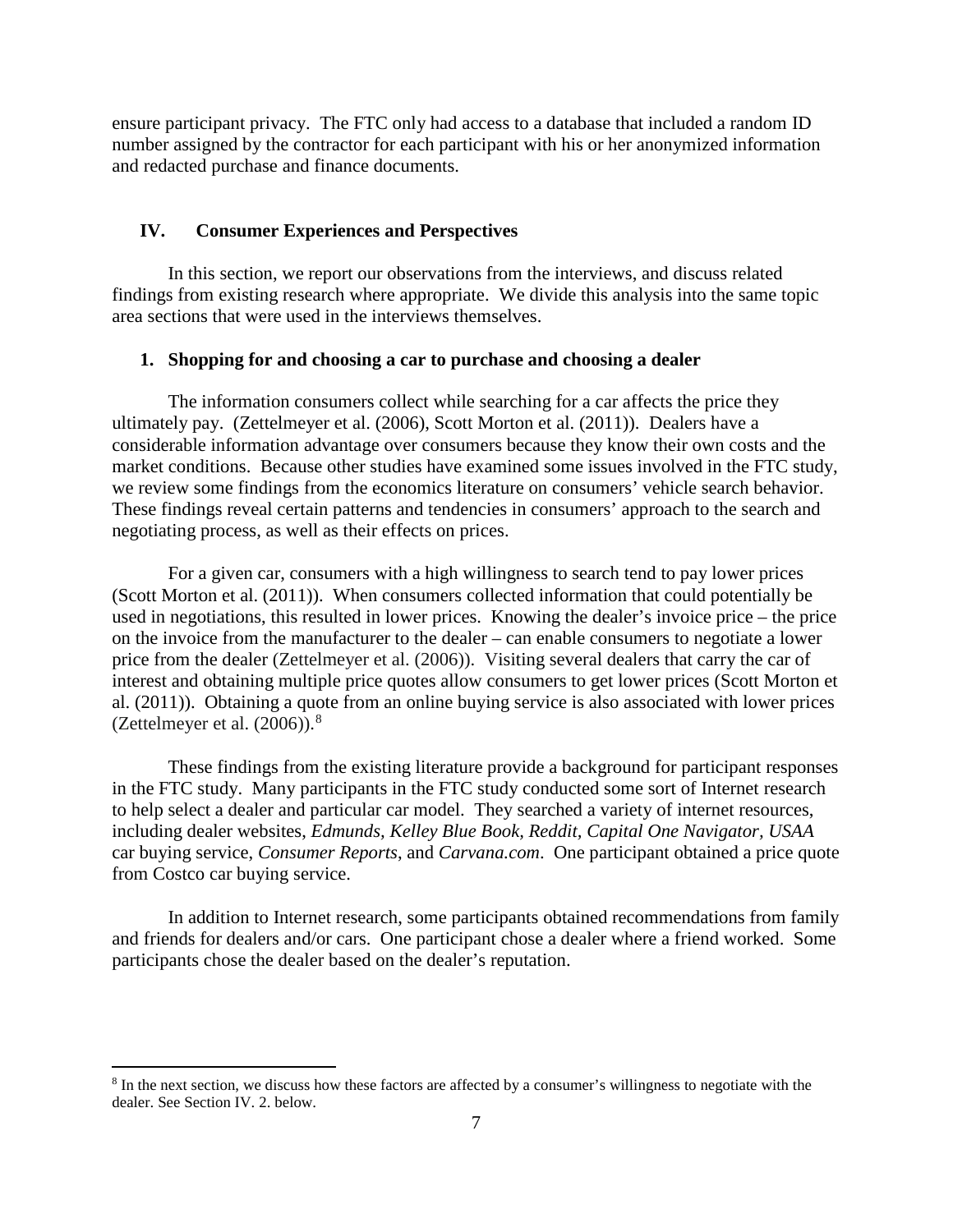ensure participant privacy. The FTC only had access to a database that included a random ID number assigned by the contractor for each participant with his or her anonymized information and redacted purchase and finance documents.

## IV. Consumer Experiences and Perspectives

In this section, we report our observations from the interviews, and discuss related findings from existing research where appropriate. We divide this analysis into the same topic area sections that were used in the interviews themselves.

### 1. Shopping for and choosing a car to purchase and choosing a dealer

The information consumers collect while searching for a car affects the price they ultimately pay. (Zettelmeyer et al. (2006), Scott Morton et al. (2011)). Dealers have a considerable information advantage over consumers because they know their own costs and the market conditions. Because other studies have examined some issues involved in the FTC study, we review some findings from the economics literature on consumers' vehicle search behavior. These findings reveal certain patterns and tendencies in consumers' approach to the search and negotiating process, as well as their effects on prices.

For a given car, consumers with a high willingness to search tend to pay lower prices (Scott Morton et al. (2011)). When consumers collected information that could potentially be used in negotiations, this resulted in lower prices. Knowing the dealer's invoice price – the price on the invoice from the manufacturer to the dealer – can enable consumers to negotiate a lower price from the dealer (Zettelmeyer et al. (2006)). Visiting several dealers that carry the car of interest and obtaining multiple price quotes allow consumers to get lower prices (Scott Morton et al. (2011)). Obtaining a quote from an online buying service is also associated with lower prices (Zettelmeyer et al. (2006)).[8]

These findings from the existing literature provide a background for participant responses in the FTC study. Many participants in the FTC study conducted some sort of Internet research to help select a dealer and particular car model. They searched a variety of internet resources, including dealer websites, *Edmunds, Kelley Blue Book, Reddit, Capital One Navigator, USAA* car buying service, *Consumer Reports*, and *Carvana.com*. One participant obtained a price quote from Costco car buying service.

In addition to Internet research, some participants obtained recommendations from family and friends for dealers and/or cars. One participant chose a dealer where a friend worked. Some participants chose the dealer based on the dealer's reputation.

[8] In the next section, we discuss how these factors are affected by a consumer's willingness to negotiate with the dealer. See Section IV. 2. below.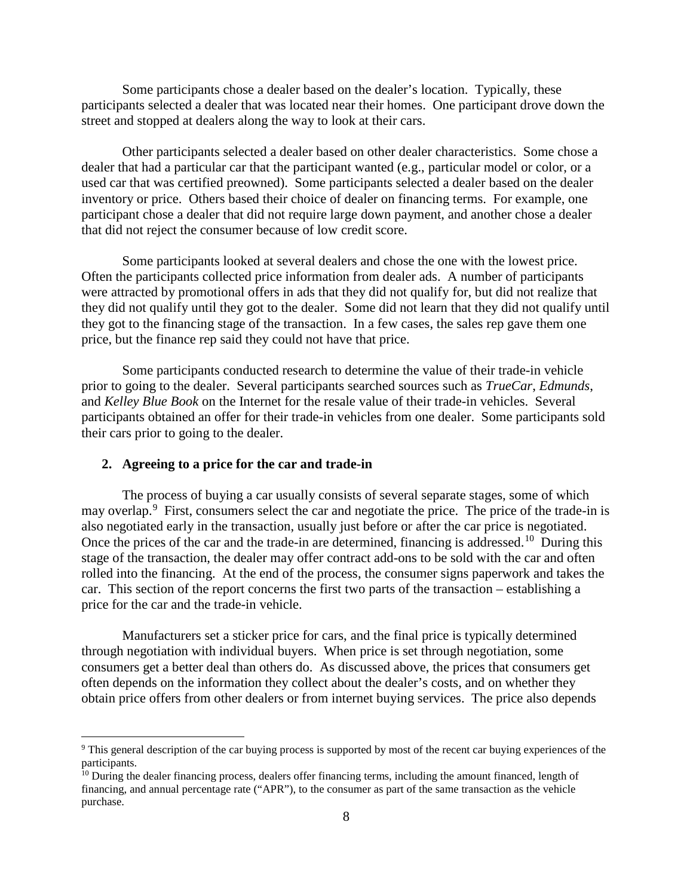Some participants chose a dealer based on the dealer's location. Typically, these participants selected a dealer that was located near their homes. One participant drove down the street and stopped at dealers along the way to look at their cars.

Other participants selected a dealer based on other dealer characteristics. Some chose a dealer that had a particular car that the participant wanted (e.g., particular model or color, or a used car that was certified preowned). Some participants selected a dealer based on the dealer inventory or price. Others based their choice of dealer on financing terms. For example, one participant chose a dealer that did not require large down payment, and another chose a dealer that did not reject the consumer because of low credit score.

Some participants looked at several dealers and chose the one with the lowest price. Often the participants collected price information from dealer ads. A number of participants were attracted by promotional offers in ads that they did not qualify for, but did not realize that they did not qualify until they got to the dealer. Some did not learn that they did not qualify until they got to the financing stage of the transaction. In a few cases, the sales rep gave them one price, but the finance rep said they could not have that price.

Some participants conducted research to determine the value of their trade-in vehicle prior to going to the dealer. Several participants searched sources such as *TrueCar*, *Edmunds*, and *Kelley Blue Book* on the Internet for the resale value of their trade-in vehicles. Several participants obtained an offer for their trade-in vehicles from one dealer. Some participants sold their cars prior to going to the dealer.

### 2. Agreeing to a price for the car and trade-in

The process of buying a car usually consists of several separate stages, some of which may overlap.[9] First, consumers select the car and negotiate the price. The price of the trade-in is also negotiated early in the transaction, usually just before or after the car price is negotiated. Once the prices of the car and the trade-in are determined, financing is addressed.[10] During this stage of the transaction, the dealer may offer contract add-ons to be sold with the car and often rolled into the financing. At the end of the process, the consumer signs paperwork and takes the car. This section of the report concerns the first two parts of the transaction – establishing a price for the car and the trade-in vehicle.

Manufacturers set a sticker price for cars, and the final price is typically determined through negotiation with individual buyers. When price is set through negotiation, some consumers get a better deal than others do. As discussed above, the prices that consumers get often depends on the information they collect about the dealer's costs, and on whether they obtain price offers from other dealers or from internet buying services. The price also depends

---

[9] This general description of the car buying process is supported by most of the recent car buying experiences of the participants.

[10] During the dealer financing process, dealers offer financing terms, including the amount financed, length of financing, and annual percentage rate ("APR"), to the consumer as part of the same transaction as the vehicle purchase.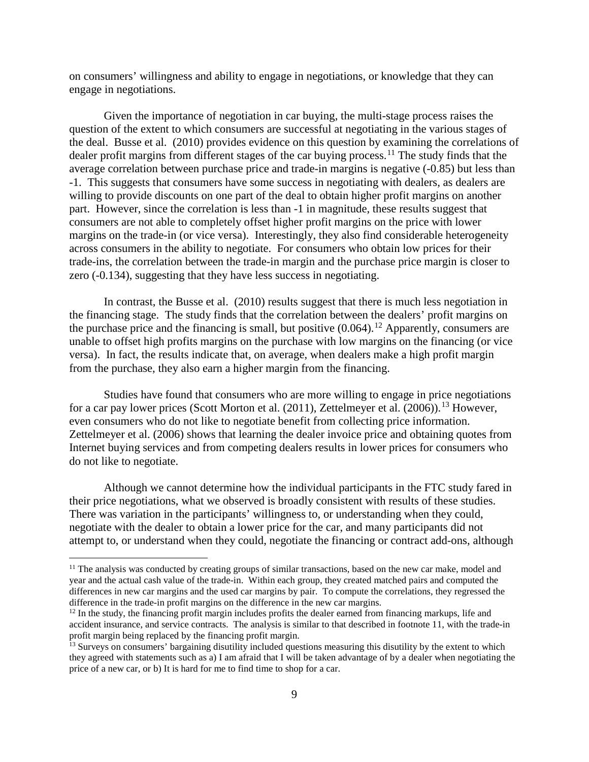on consumers' willingness and ability to engage in negotiations, or knowledge that they can engage in negotiations.

Given the importance of negotiation in car buying, the multi-stage process raises the question of the extent to which consumers are successful at negotiating in the various stages of the deal. Busse et al. (2010) provides evidence on this question by examining the correlations of dealer profit margins from different stages of the car buying process.[11] The study finds that the average correlation between purchase price and trade-in margins is negative (-0.85) but less than -1. This suggests that consumers have some success in negotiating with dealers, as dealers are willing to provide discounts on one part of the deal to obtain higher profit margins on another part. However, since the correlation is less than -1 in magnitude, these results suggest that consumers are not able to completely offset higher profit margins on the price with lower margins on the trade-in (or vice versa). Interestingly, they also find considerable heterogeneity across consumers in the ability to negotiate. For consumers who obtain low prices for their trade-ins, the correlation between the trade-in margin and the purchase price margin is closer to zero (-0.134), suggesting that they have less success in negotiating.

In contrast, the Busse et al. (2010) results suggest that there is much less negotiation in the financing stage. The study finds that the correlation between the dealers' profit margins on the purchase price and the financing is small, but positive (0.064).[12] Apparently, consumers are unable to offset high profits margins on the purchase with low margins on the financing (or vice versa). In fact, the results indicate that, on average, when dealers make a high profit margin from the purchase, they also earn a higher margin from the financing.

Studies have found that consumers who are more willing to engage in price negotiations for a car pay lower prices (Scott Morton et al. (2011), Zettelmeyer et al. (2006)).[13] However, even consumers who do not like to negotiate benefit from collecting price information. Zettelmeyer et al. (2006) shows that learning the dealer invoice price and obtaining quotes from Internet buying services and from competing dealers results in lower prices for consumers who do not like to negotiate.

Although we cannot determine how the individual participants in the FTC study fared in their price negotiations, what we observed is broadly consistent with results of these studies. There was variation in the participants' willingness to, or understanding when they could, negotiate with the dealer to obtain a lower price for the car, and many participants did not attempt to, or understand when they could, negotiate the financing or contract add-ons, although

[11] The analysis was conducted by creating groups of similar transactions, based on the new car make, model and year and the actual cash value of the trade-in. Within each group, they created matched pairs and computed the differences in new car margins and the used car margins by pair. To compute the correlations, they regressed the difference in the trade-in profit margins on the difference in the new car margins.

[12] In the study, the financing profit margin includes profits the dealer earned from financing markups, life and accident insurance, and service contracts. The analysis is similar to that described in footnote 11, with the trade-in profit margin being replaced by the financing profit margin.

[13] Surveys on consumers' bargaining disutility included questions measuring this disutility by the extent to which they agreed with statements such as a) I am afraid that I will be taken advantage of by a dealer when negotiating the price of a new car, or b) It is hard for me to find time to shop for a car.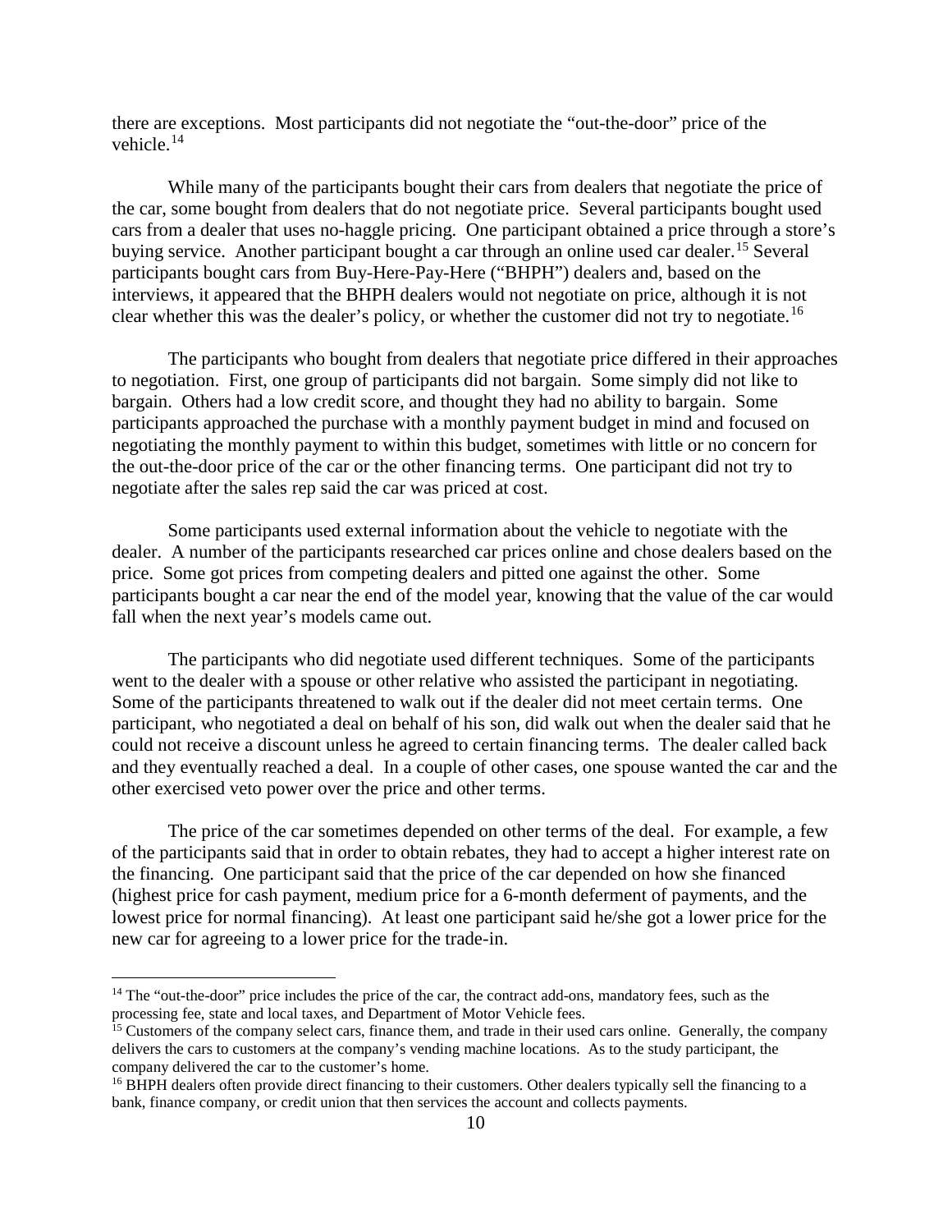there are exceptions. Most participants did not negotiate the "out-the-door" price of the vehicle.[14]

While many of the participants bought their cars from dealers that negotiate the price of the car, some bought from dealers that do not negotiate price. Several participants bought used cars from a dealer that uses no-haggle pricing. One participant obtained a price through a store's buying service. Another participant bought a car through an online used car dealer.[15] Several participants bought cars from Buy-Here-Pay-Here ("BHPH") dealers and, based on the interviews, it appeared that the BHPH dealers would not negotiate on price, although it is not clear whether this was the dealer's policy, or whether the customer did not try to negotiate.[16]

The participants who bought from dealers that negotiate price differed in their approaches to negotiation. First, one group of participants did not bargain. Some simply did not like to bargain. Others had a low credit score, and thought they had no ability to bargain. Some participants approached the purchase with a monthly payment budget in mind and focused on negotiating the monthly payment to within this budget, sometimes with little or no concern for the out-the-door price of the car or the other financing terms. One participant did not try to negotiate after the sales rep said the car was priced at cost.

Some participants used external information about the vehicle to negotiate with the dealer. A number of the participants researched car prices online and chose dealers based on the price. Some got prices from competing dealers and pitted one against the other. Some participants bought a car near the end of the model year, knowing that the value of the car would fall when the next year's models came out.

The participants who did negotiate used different techniques. Some of the participants went to the dealer with a spouse or other relative who assisted the participant in negotiating. Some of the participants threatened to walk out if the dealer did not meet certain terms. One participant, who negotiated a deal on behalf of his son, did walk out when the dealer said that he could not receive a discount unless he agreed to certain financing terms. The dealer called back and they eventually reached a deal. In a couple of other cases, one spouse wanted the car and the other exercised veto power over the price and other terms.

The price of the car sometimes depended on other terms of the deal. For example, a few of the participants said that in order to obtain rebates, they had to accept a higher interest rate on the financing. One participant said that the price of the car depended on how she financed (highest price for cash payment, medium price for a 6-month deferment of payments, and the lowest price for normal financing). At least one participant said he/she got a lower price for the new car for agreeing to a lower price for the trade-in.

---

[14] The "out-the-door" price includes the price of the car, the contract add-ons, mandatory fees, such as the processing fee, state and local taxes, and Department of Motor Vehicle fees.

[15] Customers of the company select cars, finance them, and trade in their used cars online. Generally, the company delivers the cars to customers at the company's vending machine locations. As to the study participant, the company delivered the car to the customer's home.

[16] BHPH dealers often provide direct financing to their customers. Other dealers typically sell the financing to a bank, finance company, or credit union that then services the account and collects payments.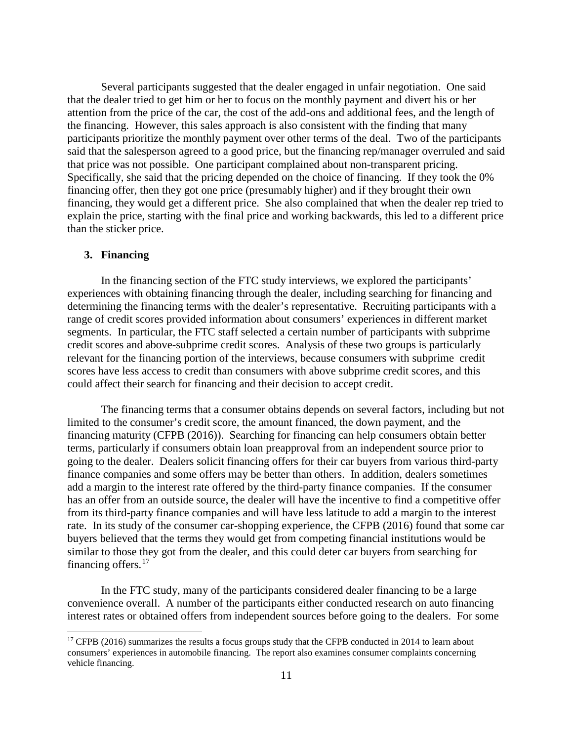Several participants suggested that the dealer engaged in unfair negotiation. One said that the dealer tried to get him or her to focus on the monthly payment and divert his or her attention from the price of the car, the cost of the add-ons and additional fees, and the length of the financing. However, this sales approach is also consistent with the finding that many participants prioritize the monthly payment over other terms of the deal. Two of the participants said that the salesperson agreed to a good price, but the financing rep/manager overruled and said that price was not possible. One participant complained about non-transparent pricing. Specifically, she said that the pricing depended on the choice of financing. If they took the 0% financing offer, then they got one price (presumably higher) and if they brought their own financing, they would get a different price. She also complained that when the dealer rep tried to explain the price, starting with the final price and working backwards, this led to a different price than the sticker price.

### 3. Financing

In the financing section of the FTC study interviews, we explored the participants' experiences with obtaining financing through the dealer, including searching for financing and determining the financing terms with the dealer's representative. Recruiting participants with a range of credit scores provided information about consumers' experiences in different market segments. In particular, the FTC staff selected a certain number of participants with subprime credit scores and above-subprime credit scores. Analysis of these two groups is particularly relevant for the financing portion of the interviews, because consumers with subprime credit scores have less access to credit than consumers with above subprime credit scores, and this could affect their search for financing and their decision to accept credit.

The financing terms that a consumer obtains depends on several factors, including but not limited to the consumer's credit score, the amount financed, the down payment, and the financing maturity (CFPB (2016)). Searching for financing can help consumers obtain better terms, particularly if consumers obtain loan preapproval from an independent source prior to going to the dealer. Dealers solicit financing offers for their car buyers from various third-party finance companies and some offers may be better than others. In addition, dealers sometimes add a margin to the interest rate offered by the third-party finance companies. If the consumer has an offer from an outside source, the dealer will have the incentive to find a competitive offer from its third-party finance companies and will have less latitude to add a margin to the interest rate. In its study of the consumer car-shopping experience, the CFPB (2016) found that some car buyers believed that the terms they would get from competing financial institutions would be similar to those they got from the dealer, and this could deter car buyers from searching for financing offers.[17]

In the FTC study, many of the participants considered dealer financing to be a large convenience overall. A number of the participants either conducted research on auto financing interest rates or obtained offers from independent sources before going to the dealers. For some

[17] CFPB (2016) summarizes the results a focus groups study that the CFPB conducted in 2014 to learn about consumers' experiences in automobile financing. The report also examines consumer complaints concerning vehicle financing.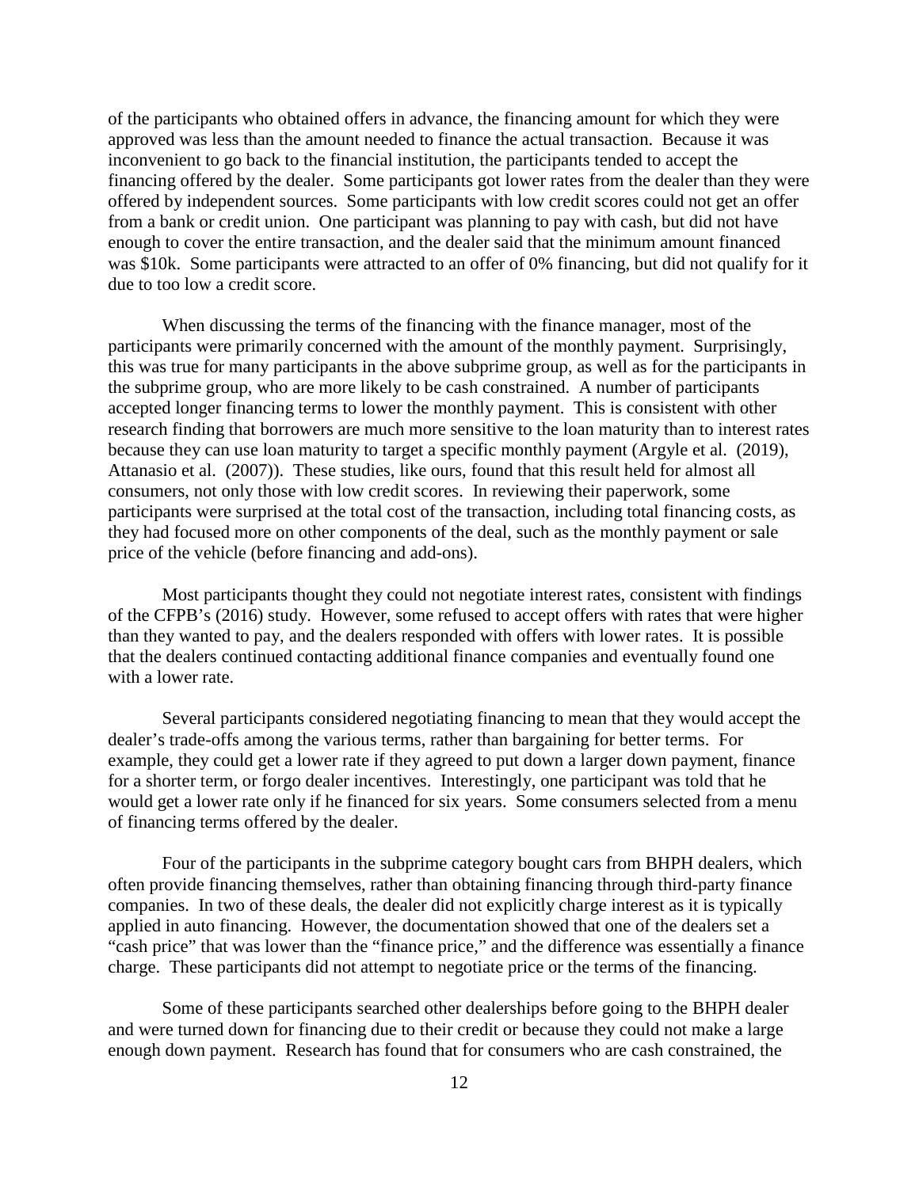of the participants who obtained offers in advance, the financing amount for which they were approved was less than the amount needed to finance the actual transaction. Because it was inconvenient to go back to the financial institution, the participants tended to accept the financing offered by the dealer. Some participants got lower rates from the dealer than they were offered by independent sources. Some participants with low credit scores could not get an offer from a bank or credit union. One participant was planning to pay with cash, but did not have enough to cover the entire transaction, and the dealer said that the minimum amount financed was $10k. Some participants were attracted to an offer of 0% financing, but did not qualify for it due to too low a credit score.

When discussing the terms of the financing with the finance manager, most of the participants were primarily concerned with the amount of the monthly payment. Surprisingly, this was true for many participants in the above subprime group, as well as for the participants in the subprime group, who are more likely to be cash constrained. A number of participants accepted longer financing terms to lower the monthly payment. This is consistent with other research finding that borrowers are much more sensitive to the loan maturity than to interest rates because they can use loan maturity to target a specific monthly payment (Argyle et al. (2019), Attanasio et al. (2007)). These studies, like ours, found that this result held for almost all consumers, not only those with low credit scores. In reviewing their paperwork, some participants were surprised at the total cost of the transaction, including total financing costs, as they had focused more on other components of the deal, such as the monthly payment or sale price of the vehicle (before financing and add-ons).

Most participants thought they could not negotiate interest rates, consistent with findings of the CFPB's (2016) study. However, some refused to accept offers with rates that were higher than they wanted to pay, and the dealers responded with offers with lower rates. It is possible that the dealers continued contacting additional finance companies and eventually found one with a lower rate.

Several participants considered negotiating financing to mean that they would accept the dealer's trade-offs among the various terms, rather than bargaining for better terms. For example, they could get a lower rate if they agreed to put down a larger down payment, finance for a shorter term, or forgo dealer incentives. Interestingly, one participant was told that he would get a lower rate only if he financed for six years. Some consumers selected from a menu of financing terms offered by the dealer.

Four of the participants in the subprime category bought cars from BHPH dealers, which often provide financing themselves, rather than obtaining financing through third-party finance companies. In two of these deals, the dealer did not explicitly charge interest as it is typically applied in auto financing. However, the documentation showed that one of the dealers set a "cash price" that was lower than the "finance price," and the difference was essentially a finance charge. These participants did not attempt to negotiate price or the terms of the financing.

Some of these participants searched other dealerships before going to the BHPH dealer and were turned down for financing due to their credit or because they could not make a large enough down payment. Research has found that for consumers who are cash constrained, the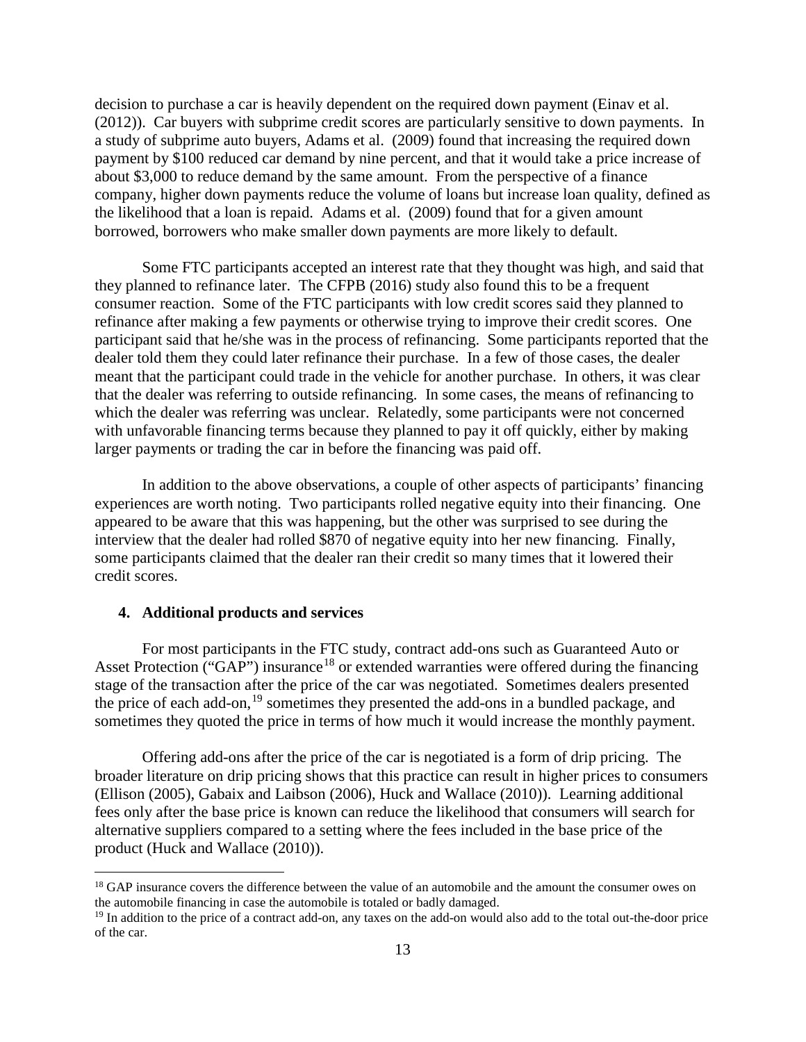decision to purchase a car is heavily dependent on the required down payment (Einav et al. (2012)). Car buyers with subprime credit scores are particularly sensitive to down payments. In a study of subprime auto buyers, Adams et al. (2009) found that increasing the required down payment by $100 reduced car demand by nine percent, and that it would take a price increase of about $3,000 to reduce demand by the same amount. From the perspective of a finance company, higher down payments reduce the volume of loans but increase loan quality, defined as the likelihood that a loan is repaid. Adams et al. (2009) found that for a given amount borrowed, borrowers who make smaller down payments are more likely to default.

Some FTC participants accepted an interest rate that they thought was high, and said that they planned to refinance later. The CFPB (2016) study also found this to be a frequent consumer reaction. Some of the FTC participants with low credit scores said they planned to refinance after making a few payments or otherwise trying to improve their credit scores. One participant said that he/she was in the process of refinancing. Some participants reported that the dealer told them they could later refinance their purchase. In a few of those cases, the dealer meant that the participant could trade in the vehicle for another purchase. In others, it was clear that the dealer was referring to outside refinancing. In some cases, the means of refinancing to which the dealer was referring was unclear. Relatedly, some participants were not concerned with unfavorable financing terms because they planned to pay it off quickly, either by making larger payments or trading the car in before the financing was paid off.

In addition to the above observations, a couple of other aspects of participants' financing experiences are worth noting. Two participants rolled negative equity into their financing. One appeared to be aware that this was happening, but the other was surprised to see during the interview that the dealer had rolled $870 of negative equity into her new financing. Finally, some participants claimed that the dealer ran their credit so many times that it lowered their credit scores.

### 4. Additional products and services

For most participants in the FTC study, contract add-ons such as Guaranteed Auto or Asset Protection ("GAP") insurance[18] or extended warranties were offered during the financing stage of the transaction after the price of the car was negotiated. Sometimes dealers presented the price of each add-on,[19] sometimes they presented the add-ons in a bundled package, and sometimes they quoted the price in terms of how much it would increase the monthly payment.

Offering add-ons after the price of the car is negotiated is a form of drip pricing. The broader literature on drip pricing shows that this practice can result in higher prices to consumers (Ellison (2005), Gabaix and Laibson (2006), Huck and Wallace (2010)). Learning additional fees only after the base price is known can reduce the likelihood that consumers will search for alternative suppliers compared to a setting where the fees included in the base price of the product (Huck and Wallace (2010)).

---

[18] GAP insurance covers the difference between the value of an automobile and the amount the consumer owes on the automobile financing in case the automobile is totaled or badly damaged.

[19] In addition to the price of a contract add-on, any taxes on the add-on would also add to the total out-the-door price of the car.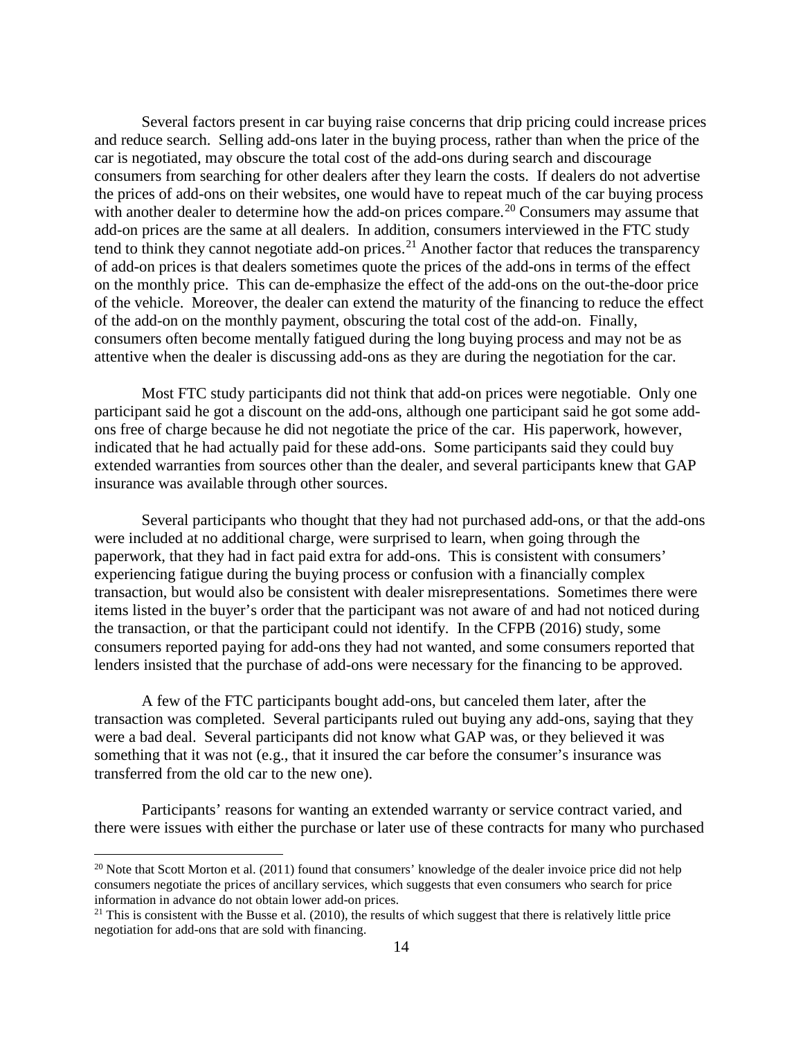Several factors present in car buying raise concerns that drip pricing could increase prices and reduce search. Selling add-ons later in the buying process, rather than when the price of the car is negotiated, may obscure the total cost of the add-ons during search and discourage consumers from searching for other dealers after they learn the costs. If dealers do not advertise the prices of add-ons on their websites, one would have to repeat much of the car buying process with another dealer to determine how the add-on prices compare.[20] Consumers may assume that add-on prices are the same at all dealers. In addition, consumers interviewed in the FTC study tend to think they cannot negotiate add-on prices.[21] Another factor that reduces the transparency of add-on prices is that dealers sometimes quote the prices of the add-ons in terms of the effect on the monthly price. This can de-emphasize the effect of the add-ons on the out-the-door price of the vehicle. Moreover, the dealer can extend the maturity of the financing to reduce the effect of the add-on on the monthly payment, obscuring the total cost of the add-on. Finally, consumers often become mentally fatigued during the long buying process and may not be as attentive when the dealer is discussing add-ons as they are during the negotiation for the car.

Most FTC study participants did not think that add-on prices were negotiable. Only one participant said he got a discount on the add-ons, although one participant said he got some add-ons free of charge because he did not negotiate the price of the car. His paperwork, however, indicated that he had actually paid for these add-ons. Some participants said they could buy extended warranties from sources other than the dealer, and several participants knew that GAP insurance was available through other sources.

Several participants who thought that they had not purchased add-ons, or that the add-ons were included at no additional charge, were surprised to learn, when going through the paperwork, that they had in fact paid extra for add-ons. This is consistent with consumers' experiencing fatigue during the buying process or confusion with a financially complex transaction, but would also be consistent with dealer misrepresentations. Sometimes there were items listed in the buyer's order that the participant was not aware of and had not noticed during the transaction, or that the participant could not identify. In the CFPB (2016) study, some consumers reported paying for add-ons they had not wanted, and some consumers reported that lenders insisted that the purchase of add-ons were necessary for the financing to be approved.

A few of the FTC participants bought add-ons, but canceled them later, after the transaction was completed. Several participants ruled out buying any add-ons, saying that they were a bad deal. Several participants did not know what GAP was, or they believed it was something that it was not (e.g., that it insured the car before the consumer's insurance was transferred from the old car to the new one).

Participants' reasons for wanting an extended warranty or service contract varied, and there were issues with either the purchase or later use of these contracts for many who purchased

[20] Note that Scott Morton et al. (2011) found that consumers' knowledge of the dealer invoice price did not help consumers negotiate the prices of ancillary services, which suggests that even consumers who search for price information in advance do not obtain lower add-on prices.

[21] This is consistent with the Busse et al. (2010), the results of which suggest that there is relatively little price negotiation for add-ons that are sold with financing.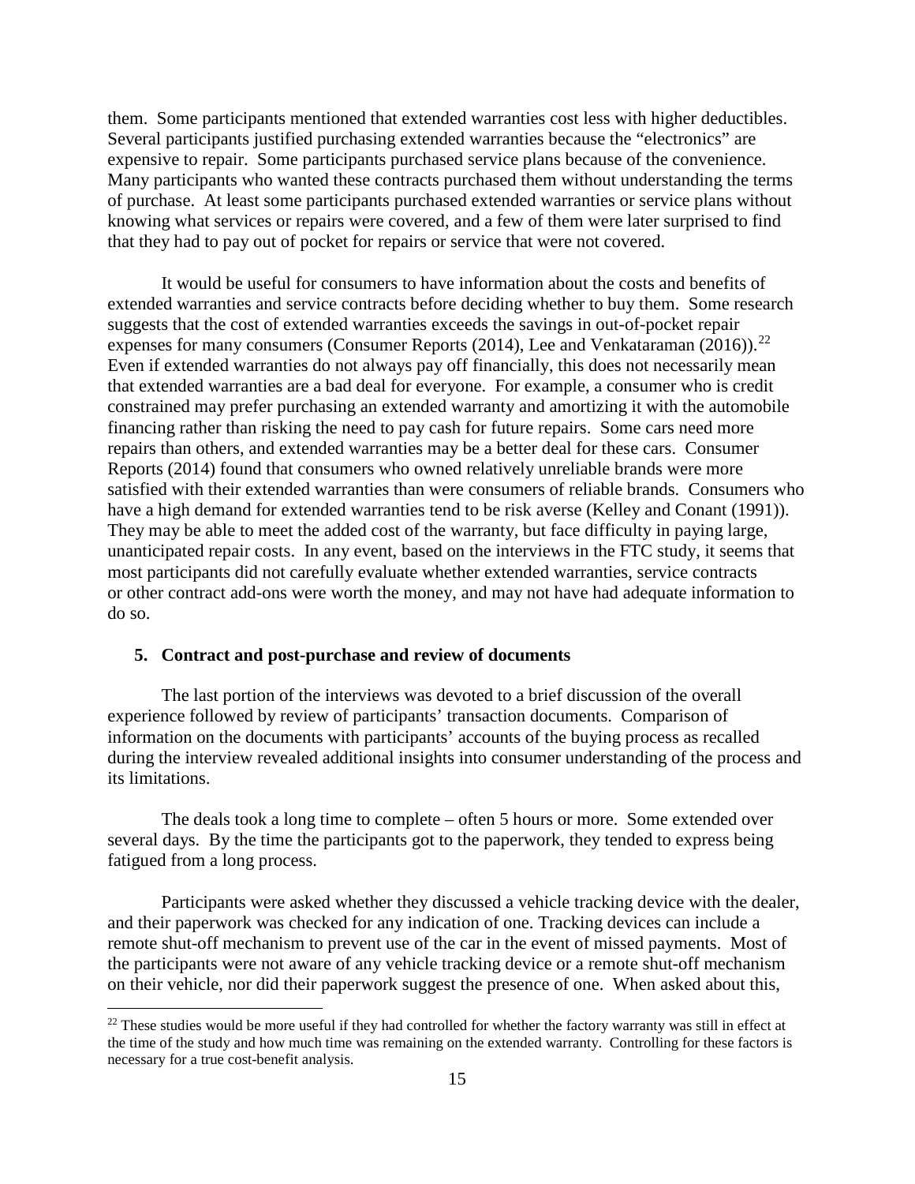them. Some participants mentioned that extended warranties cost less with higher deductibles. Several participants justified purchasing extended warranties because the "electronics" are expensive to repair. Some participants purchased service plans because of the convenience. Many participants who wanted these contracts purchased them without understanding the terms of purchase. At least some participants purchased extended warranties or service plans without knowing what services or repairs were covered, and a few of them were later surprised to find that they had to pay out of pocket for repairs or service that were not covered.

It would be useful for consumers to have information about the costs and benefits of extended warranties and service contracts before deciding whether to buy them. Some research suggests that the cost of extended warranties exceeds the savings in out-of-pocket repair expenses for many consumers (Consumer Reports (2014), Lee and Venkataraman (2016)).[22] Even if extended warranties do not always pay off financially, this does not necessarily mean that extended warranties are a bad deal for everyone. For example, a consumer who is credit constrained may prefer purchasing an extended warranty and amortizing it with the automobile financing rather than risking the need to pay cash for future repairs. Some cars need more repairs than others, and extended warranties may be a better deal for these cars. Consumer Reports (2014) found that consumers who owned relatively unreliable brands were more satisfied with their extended warranties than were consumers of reliable brands. Consumers who have a high demand for extended warranties tend to be risk averse (Kelley and Conant (1991)). They may be able to meet the added cost of the warranty, but face difficulty in paying large, unanticipated repair costs. In any event, based on the interviews in the FTC study, it seems that most participants did not carefully evaluate whether extended warranties, service contracts or other contract add-ons were worth the money, and may not have had adequate information to do so.

### 5. Contract and post-purchase and review of documents

The last portion of the interviews was devoted to a brief discussion of the overall experience followed by review of participants' transaction documents. Comparison of information on the documents with participants' accounts of the buying process as recalled during the interview revealed additional insights into consumer understanding of the process and its limitations.

The deals took a long time to complete – often 5 hours or more. Some extended over several days. By the time the participants got to the paperwork, they tended to express being fatigued from a long process.

Participants were asked whether they discussed a vehicle tracking device with the dealer, and their paperwork was checked for any indication of one. Tracking devices can include a remote shut-off mechanism to prevent use of the car in the event of missed payments. Most of the participants were not aware of any vehicle tracking device or a remote shut-off mechanism on their vehicle, nor did their paperwork suggest the presence of one. When asked about this,

[22] These studies would be more useful if they had controlled for whether the factory warranty was still in effect at the time of the study and how much time was remaining on the extended warranty. Controlling for these factors is necessary for a true cost-benefit analysis.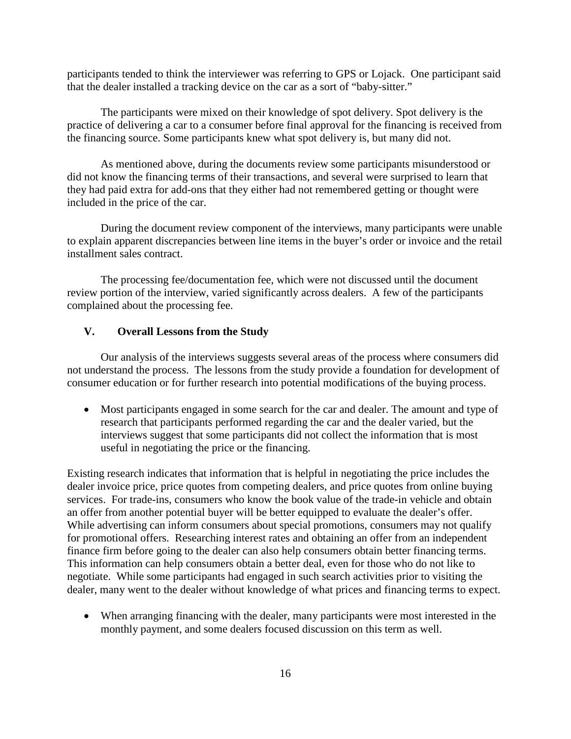participants tended to think the interviewer was referring to GPS or Lojack. One participant said that the dealer installed a tracking device on the car as a sort of "baby-sitter."

The participants were mixed on their knowledge of spot delivery. Spot delivery is the practice of delivering a car to a consumer before final approval for the financing is received from the financing source. Some participants knew what spot delivery is, but many did not.

As mentioned above, during the documents review some participants misunderstood or did not know the financing terms of their transactions, and several were surprised to learn that they had paid extra for add-ons that they either had not remembered getting or thought were included in the price of the car.

During the document review component of the interviews, many participants were unable to explain apparent discrepancies between line items in the buyer's order or invoice and the retail installment sales contract.

The processing fee/documentation fee, which were not discussed until the document review portion of the interview, varied significantly across dealers. A few of the participants complained about the processing fee.

## V. Overall Lessons from the Study

Our analysis of the interviews suggests several areas of the process where consumers did not understand the process. The lessons from the study provide a foundation for development of consumer education or for further research into potential modifications of the buying process.

- Most participants engaged in some search for the car and dealer. The amount and type of research that participants performed regarding the car and the dealer varied, but the interviews suggest that some participants did not collect the information that is most useful in negotiating the price or the financing.

Existing research indicates that information that is helpful in negotiating the price includes the dealer invoice price, price quotes from competing dealers, and price quotes from online buying services. For trade-ins, consumers who know the book value of the trade-in vehicle and obtain an offer from another potential buyer will be better equipped to evaluate the dealer's offer. While advertising can inform consumers about special promotions, consumers may not qualify for promotional offers. Researching interest rates and obtaining an offer from an independent finance firm before going to the dealer can also help consumers obtain better financing terms. This information can help consumers obtain a better deal, even for those who do not like to negotiate. While some participants had engaged in such search activities prior to visiting the dealer, many went to the dealer without knowledge of what prices and financing terms to expect.

- When arranging financing with the dealer, many participants were most interested in the monthly payment, and some dealers focused discussion on this term as well.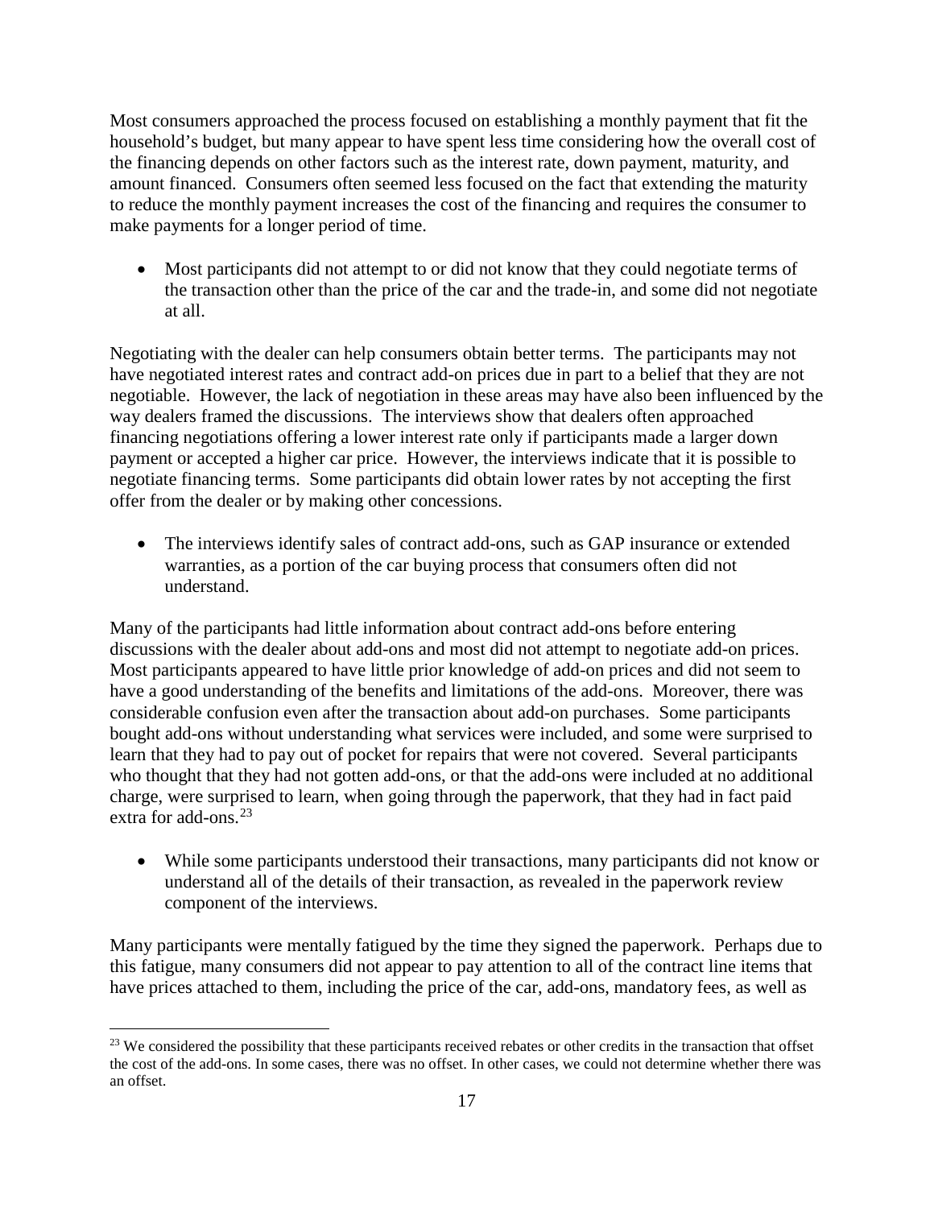Most consumers approached the process focused on establishing a monthly payment that fit the household's budget, but many appear to have spent less time considering how the overall cost of the financing depends on other factors such as the interest rate, down payment, maturity, and amount financed. Consumers often seemed less focused on the fact that extending the maturity to reduce the monthly payment increases the cost of the financing and requires the consumer to make payments for a longer period of time.

- Most participants did not attempt to or did not know that they could negotiate terms of the transaction other than the price of the car and the trade-in, and some did not negotiate at all.

Negotiating with the dealer can help consumers obtain better terms. The participants may not have negotiated interest rates and contract add-on prices due in part to a belief that they are not negotiable. However, the lack of negotiation in these areas may have also been influenced by the way dealers framed the discussions. The interviews show that dealers often approached financing negotiations offering a lower interest rate only if participants made a larger down payment or accepted a higher car price. However, the interviews indicate that it is possible to negotiate financing terms. Some participants did obtain lower rates by not accepting the first offer from the dealer or by making other concessions.

- The interviews identify sales of contract add-ons, such as GAP insurance or extended warranties, as a portion of the car buying process that consumers often did not understand.

Many of the participants had little information about contract add-ons before entering discussions with the dealer about add-ons and most did not attempt to negotiate add-on prices. Most participants appeared to have little prior knowledge of add-on prices and did not seem to have a good understanding of the benefits and limitations of the add-ons. Moreover, there was considerable confusion even after the transaction about add-on purchases. Some participants bought add-ons without understanding what services were included, and some were surprised to learn that they had to pay out of pocket for repairs that were not covered. Several participants who thought that they had not gotten add-ons, or that the add-ons were included at no additional charge, were surprised to learn, when going through the paperwork, that they had in fact paid extra for add-ons.[23]

- While some participants understood their transactions, many participants did not know or understand all of the details of their transaction, as revealed in the paperwork review component of the interviews.

Many participants were mentally fatigued by the time they signed the paperwork. Perhaps due to this fatigue, many consumers did not appear to pay attention to all of the contract line items that have prices attached to them, including the price of the car, add-ons, mandatory fees, as well as

[23] We considered the possibility that these participants received rebates or other credits in the transaction that offset the cost of the add-ons. In some cases, there was no offset. In other cases, we could not determine whether there was an offset.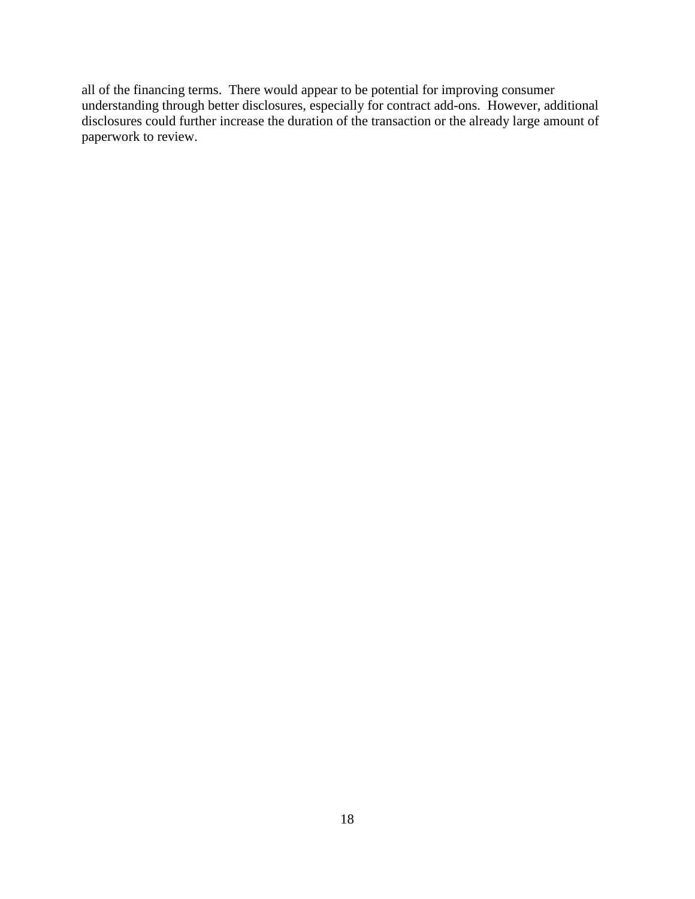all of the financing terms. There would appear to be potential for improving consumer understanding through better disclosures, especially for contract add-ons. However, additional disclosures could further increase the duration of the transaction or the already large amount of paperwork to review.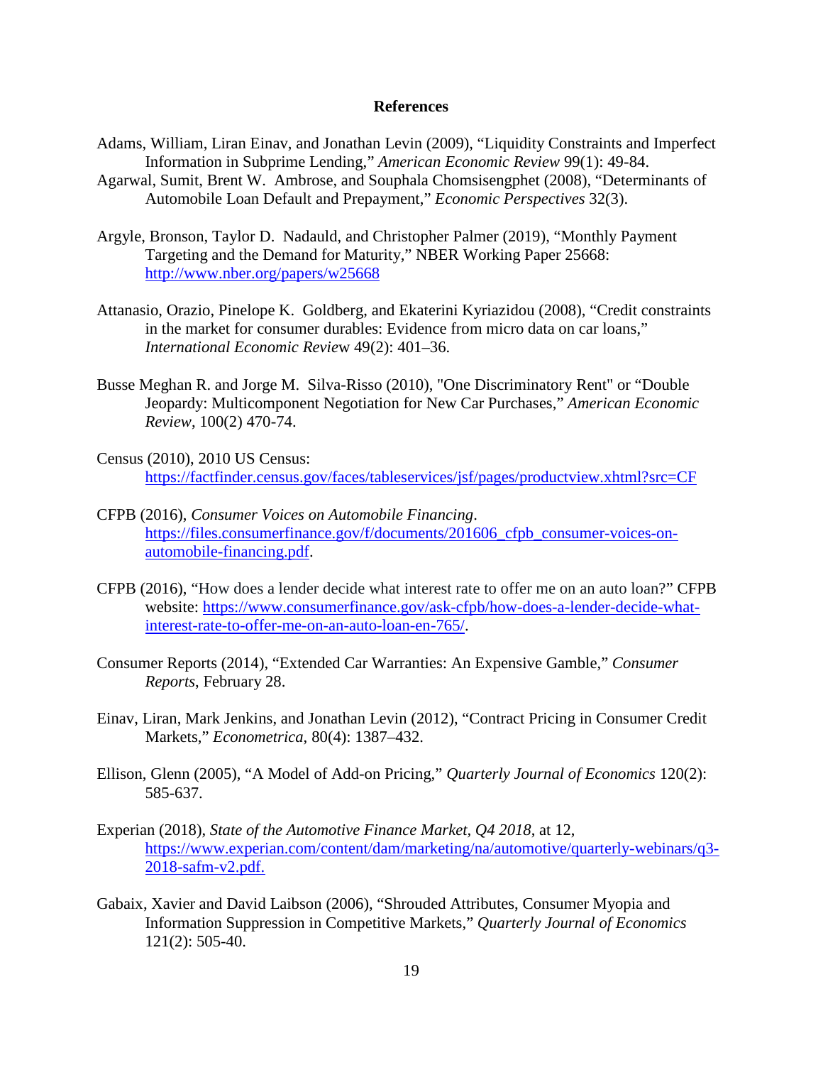## References

Adams, William, Liran Einav, and Jonathan Levin (2009), "Liquidity Constraints and Imperfect Information in Subprime Lending," *American Economic Review* 99(1): 49-84.

Agarwal, Sumit, Brent W. Ambrose, and Souphala Chomsisengphet (2008), "Determinants of Automobile Loan Default and Prepayment," *Economic Perspectives* 32(3).

Argyle, Bronson, Taylor D. Nadauld, and Christopher Palmer (2019), "Monthly Payment Targeting and the Demand for Maturity," NBER Working Paper 25668: http://www.nber.org/papers/w25668

Attanasio, Orazio, Pinelope K. Goldberg, and Ekaterini Kyriazidou (2008), "Credit constraints in the market for consumer durables: Evidence from micro data on car loans," *International Economic Review* 49(2): 401–36.

Busse Meghan R. and Jorge M. Silva-Risso (2010), "One Discriminatory Rent" or "Double Jeopardy: Multicomponent Negotiation for New Car Purchases," *American Economic Review*, 100(2) 470-74.

Census (2010), 2010 US Census: https://factfinder.census.gov/faces/tableservices/jsf/pages/productview.xhtml?src=CF

CFPB (2016), *Consumer Voices on Automobile Financing*. https://files.consumerfinance.gov/f/documents/201606_cfpb_consumer-voices-on-automobile-financing.pdf.

CFPB (2016), "How does a lender decide what interest rate to offer me on an auto loan?" CFPB website: https://www.consumerfinance.gov/ask-cfpb/how-does-a-lender-decide-what-interest-rate-to-offer-me-on-an-auto-loan-en-765/.

Consumer Reports (2014), "Extended Car Warranties: An Expensive Gamble," *Consumer Reports*, February 28.

Einav, Liran, Mark Jenkins, and Jonathan Levin (2012), "Contract Pricing in Consumer Credit Markets," *Econometrica*, 80(4): 1387–432.

Ellison, Glenn (2005), "A Model of Add-on Pricing," *Quarterly Journal of Economics* 120(2): 585-637.

Experian (2018), *State of the Automotive Finance Market, Q4 2018*, at 12, https://www.experian.com/content/dam/marketing/na/automotive/quarterly-webinars/q3-2018-safm-v2.pdf.

Gabaix, Xavier and David Laibson (2006), "Shrouded Attributes, Consumer Myopia and Information Suppression in Competitive Markets," *Quarterly Journal of Economics* 121(2): 505-40.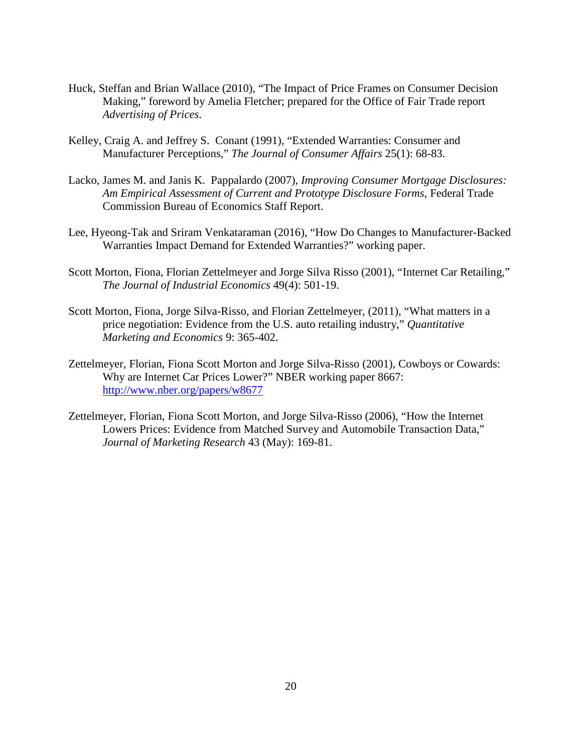Huck, Steffan and Brian Wallace (2010), "The Impact of Price Frames on Consumer Decision Making," foreword by Amelia Fletcher; prepared for the Office of Fair Trade report *Advertising of Prices*.

Kelley, Craig A. and Jeffrey S. Conant (1991), "Extended Warranties: Consumer and Manufacturer Perceptions," *The Journal of Consumer Affairs* 25(1): 68-83.

Lacko, James M. and Janis K. Pappalardo (2007), *Improving Consumer Mortgage Disclosures: Am Empirical Assessment of Current and Prototype Disclosure Forms*, Federal Trade Commission Bureau of Economics Staff Report.

Lee, Hyeong-Tak and Sriram Venkataraman (2016), "How Do Changes to Manufacturer-Backed Warranties Impact Demand for Extended Warranties?" working paper.

Scott Morton, Fiona, Florian Zettelmeyer and Jorge Silva Risso (2001), "Internet Car Retailing," *The Journal of Industrial Economics* 49(4): 501-19.

Scott Morton, Fiona, Jorge Silva-Risso, and Florian Zettelmeyer, (2011), "What matters in a price negotiation: Evidence from the U.S. auto retailing industry," *Quantitative Marketing and Economics* 9: 365-402.

Zettelmeyer, Florian, Fiona Scott Morton and Jorge Silva-Risso (2001), Cowboys or Cowards: Why are Internet Car Prices Lower?" NBER working paper 8667: http://www.nber.org/papers/w8677

Zettelmeyer, Florian, Fiona Scott Morton, and Jorge Silva-Risso (2006), "How the Internet Lowers Prices: Evidence from Matched Survey and Automobile Transaction Data," *Journal of Marketing Research* 43 (May): 169-81.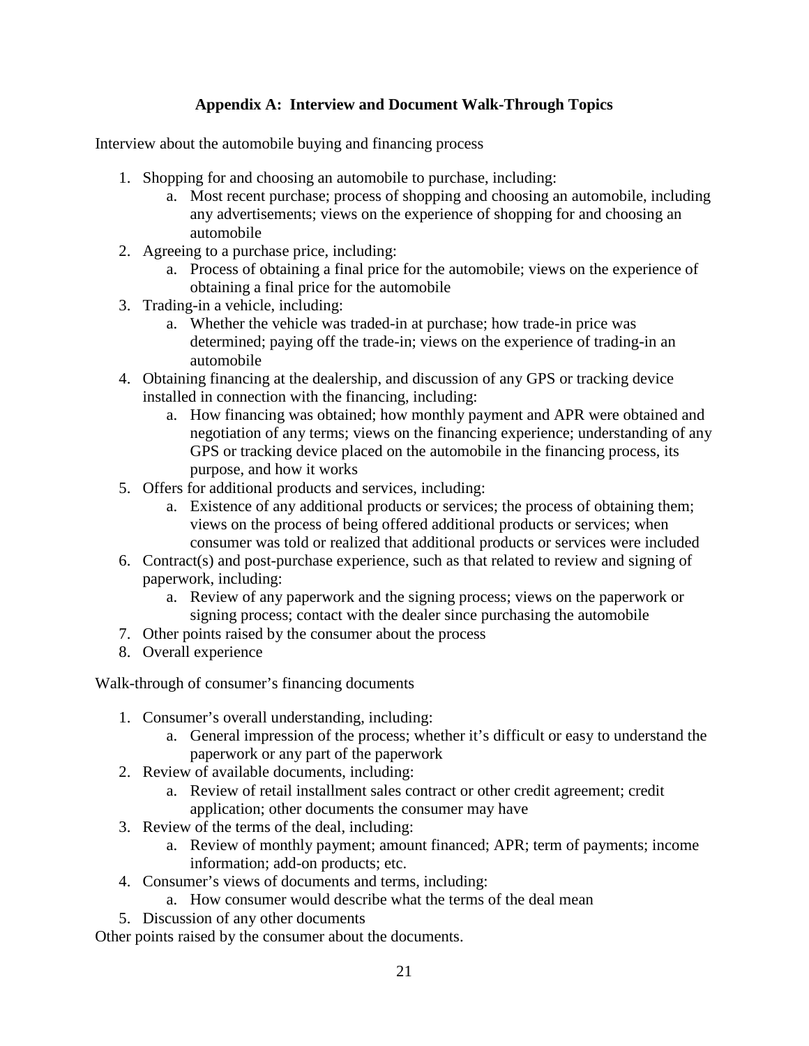## Appendix A: Interview and Document Walk-Through Topics

Interview about the automobile buying and financing process

1. Shopping for and choosing an automobile to purchase, including:
   a. Most recent purchase; process of shopping and choosing an automobile, including any advertisements; views on the experience of shopping for and choosing an automobile
2. Agreeing to a purchase price, including:
   a. Process of obtaining a final price for the automobile; views on the experience of obtaining a final price for the automobile
3. Trading-in a vehicle, including:
   a. Whether the vehicle was traded-in at purchase; how trade-in price was determined; paying off the trade-in; views on the experience of trading-in an automobile
4. Obtaining financing at the dealership, and discussion of any GPS or tracking device installed in connection with the financing, including:
   a. How financing was obtained; how monthly payment and APR were obtained and negotiation of any terms; views on the financing experience; understanding of any GPS or tracking device placed on the automobile in the financing process, its purpose, and how it works
5. Offers for additional products and services, including:
   a. Existence of any additional products or services; the process of obtaining them; views on the process of being offered additional products or services; when consumer was told or realized that additional products or services were included
6. Contract(s) and post-purchase experience, such as that related to review and signing of paperwork, including:
   a. Review of any paperwork and the signing process; views on the paperwork or signing process; contact with the dealer since purchasing the automobile
7. Other points raised by the consumer about the process
8. Overall experience

Walk-through of consumer's financing documents

1. Consumer's overall understanding, including:
   a. General impression of the process; whether it's difficult or easy to understand the paperwork or any part of the paperwork
2. Review of available documents, including:
   a. Review of retail installment sales contract or other credit agreement; credit application; other documents the consumer may have
3. Review of the terms of the deal, including:
   a. Review of monthly payment; amount financed; APR; term of payments; income information; add-on products; etc.
4. Consumer's views of documents and terms, including:
   a. How consumer would describe what the terms of the deal mean
5. Discussion of any other documents

Other points raised by the consumer about the documents.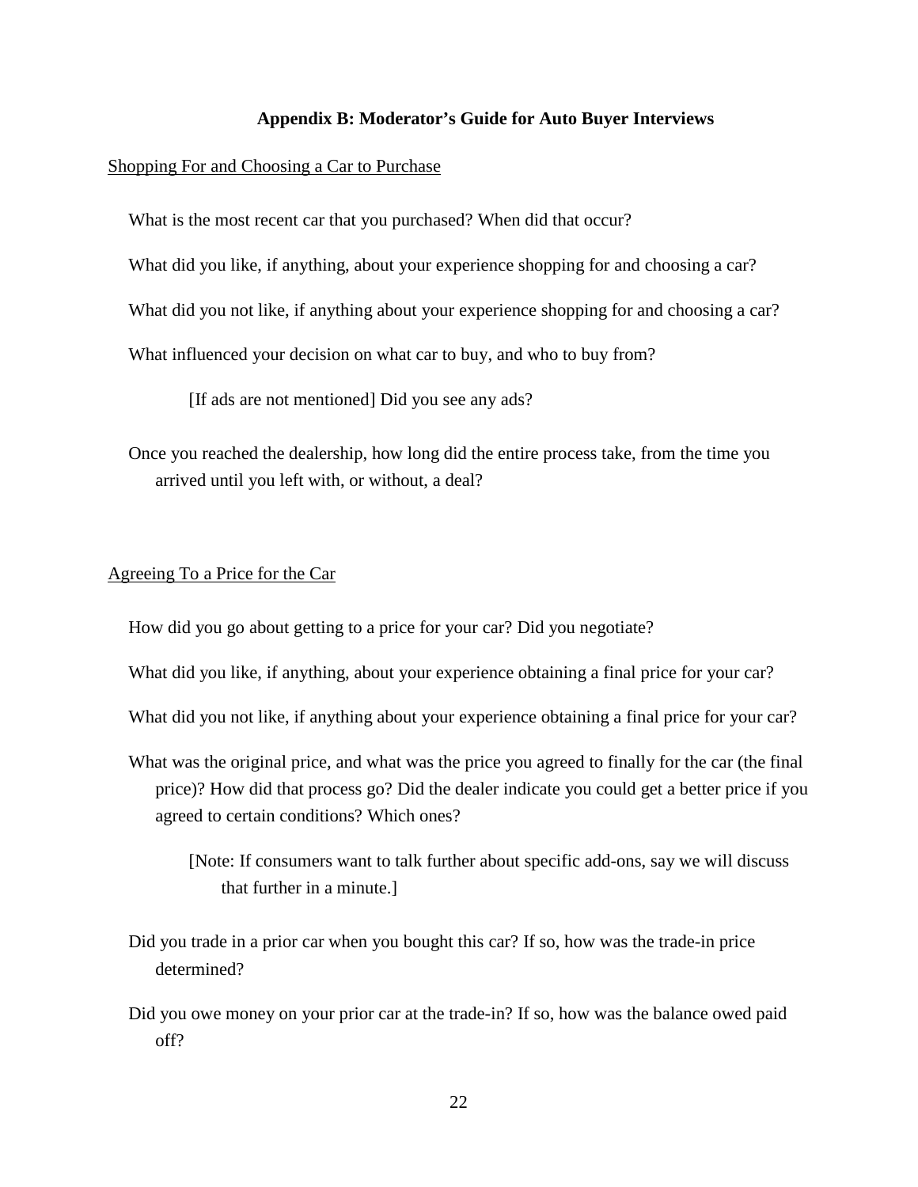## Appendix B: Moderator's Guide for Auto Buyer Interviews

<u>Shopping For and Choosing a Car to Purchase</u>

What is the most recent car that you purchased? When did that occur?

What did you like, if anything, about your experience shopping for and choosing a car?

What did you not like, if anything about your experience shopping for and choosing a car?

What influenced your decision on what car to buy, and who to buy from?

> [If ads are not mentioned] Did you see any ads?

Once you reached the dealership, how long did the entire process take, from the time you arrived until you left with, or without, a deal?

<u>Agreeing To a Price for the Car</u>

How did you go about getting to a price for your car? Did you negotiate?

What did you like, if anything, about your experience obtaining a final price for your car?

What did you not like, if anything about your experience obtaining a final price for your car?

What was the original price, and what was the price you agreed to finally for the car (the final price)? How did that process go? Did the dealer indicate you could get a better price if you agreed to certain conditions? Which ones?

> [Note: If consumers want to talk further about specific add-ons, say we will discuss that further in a minute.]

Did you trade in a prior car when you bought this car? If so, how was the trade-in price determined?

Did you owe money on your prior car at the trade-in? If so, how was the balance owed paid off?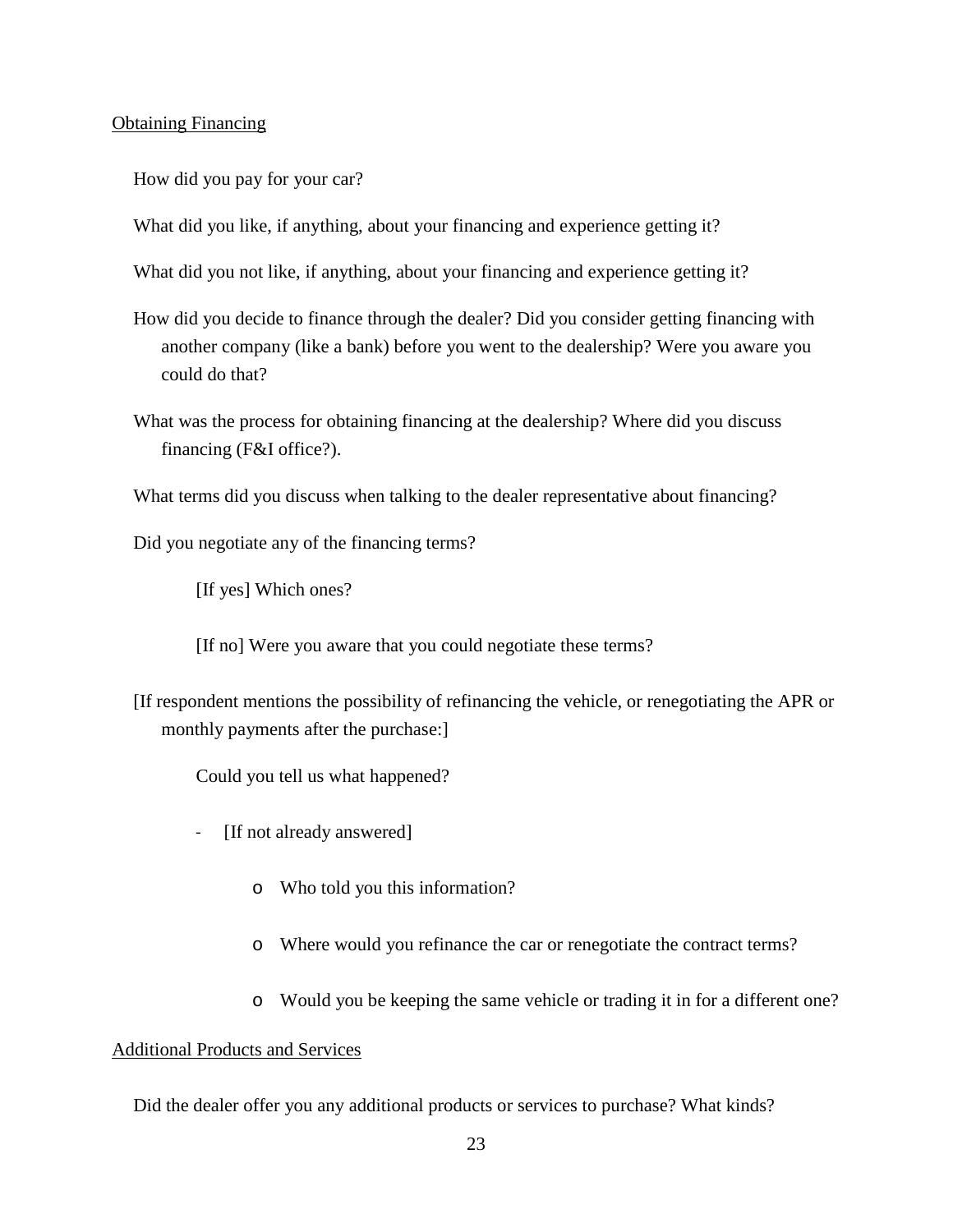Obtaining Financing

How did you pay for your car?

What did you like, if anything, about your financing and experience getting it?

What did you not like, if anything, about your financing and experience getting it?

How did you decide to finance through the dealer? Did you consider getting financing with another company (like a bank) before you went to the dealership? Were you aware you could do that?

What was the process for obtaining financing at the dealership? Where did you discuss financing (F&I office?).

What terms did you discuss when talking to the dealer representative about financing?

Did you negotiate any of the financing terms?

[If yes] Which ones?

[If no] Were you aware that you could negotiate these terms?

[If respondent mentions the possibility of refinancing the vehicle, or renegotiating the APR or monthly payments after the purchase:]

Could you tell us what happened?

- [If not already answered]
    - Who told you this information?
    - Where would you refinance the car or renegotiate the contract terms?
    - Would you be keeping the same vehicle or trading it in for a different one?

Additional Products and Services

Did the dealer offer you any additional products or services to purchase? What kinds?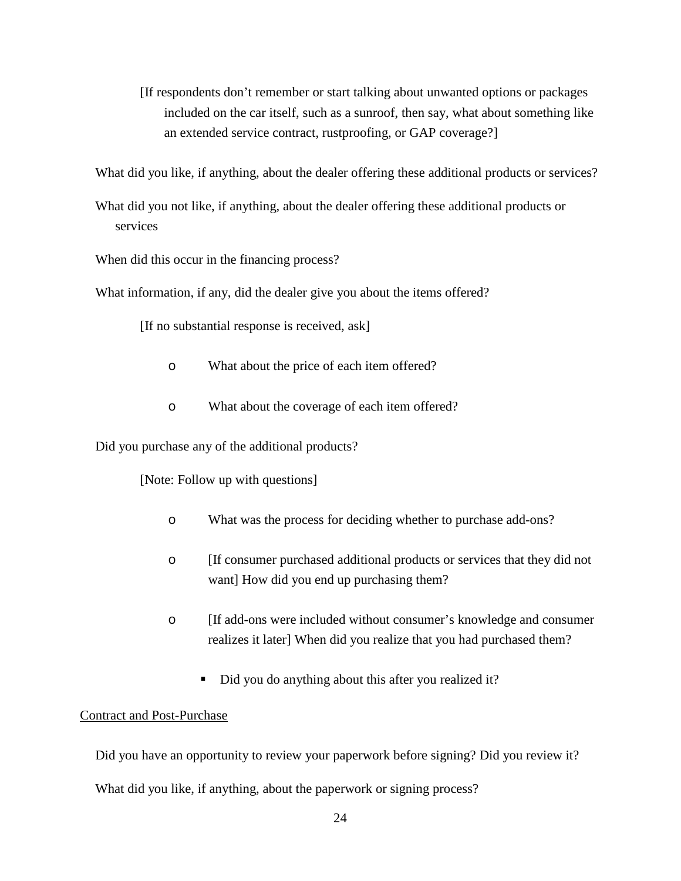[If respondents don't remember or start talking about unwanted options or packages included on the car itself, such as a sunroof, then say, what about something like an extended service contract, rustproofing, or GAP coverage?]

What did you like, if anything, about the dealer offering these additional products or services?

What did you not like, if anything, about the dealer offering these additional products or services

When did this occur in the financing process?

What information, if any, did the dealer give you about the items offered?

[If no substantial response is received, ask]

- What about the price of each item offered?
- What about the coverage of each item offered?

Did you purchase any of the additional products?

[Note: Follow up with questions]

- What was the process for deciding whether to purchase add-ons?
- [If consumer purchased additional products or services that they did not want] How did you end up purchasing them?
- [If add-ons were included without consumer's knowledge and consumer realizes it later] When did you realize that you had purchased them?
  - Did you do anything about this after you realized it?

<u>Contract and Post-Purchase</u>

Did you have an opportunity to review your paperwork before signing? Did you review it?

What did you like, if anything, about the paperwork or signing process?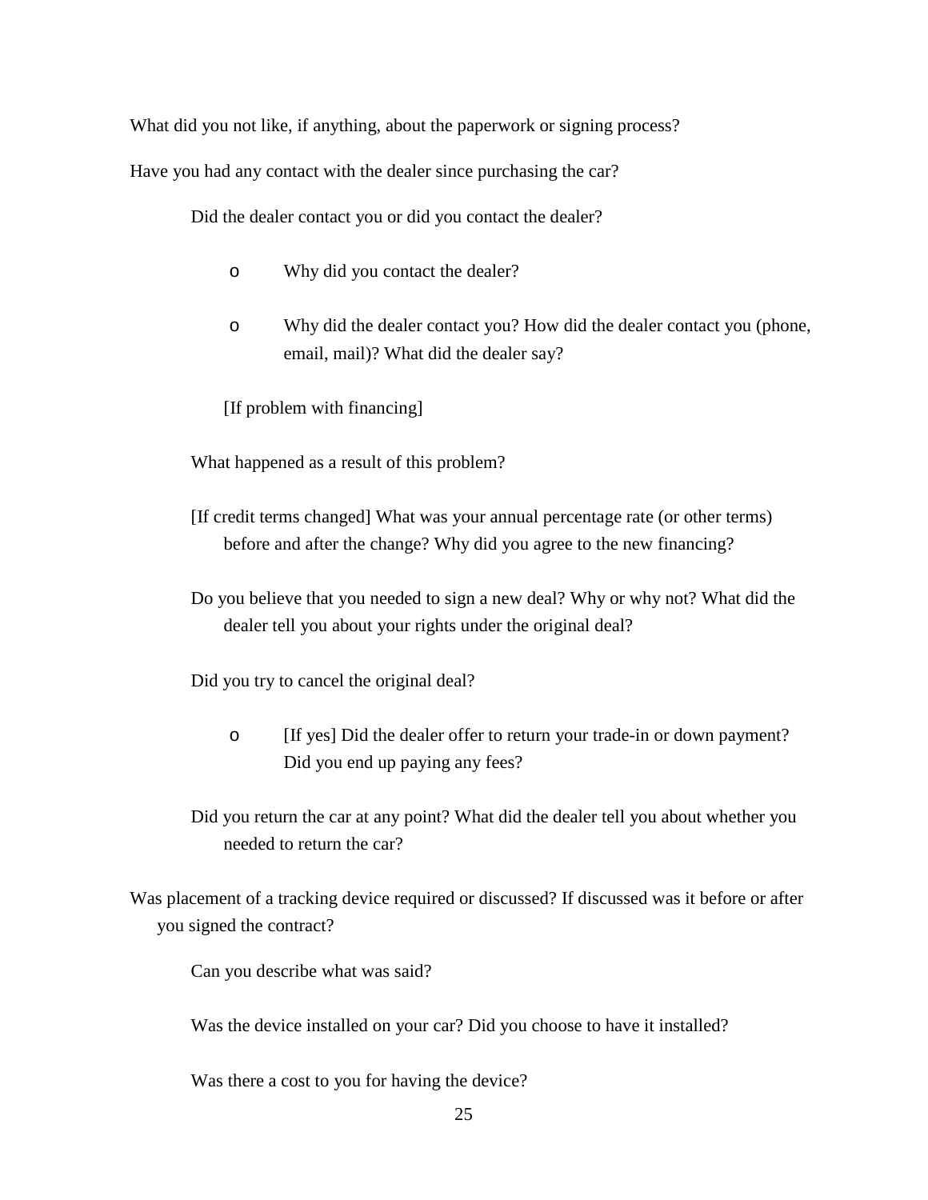What did you not like, if anything, about the paperwork or signing process?

Have you had any contact with the dealer since purchasing the car?

- Did the dealer contact you or did you contact the dealer?
  - Why did you contact the dealer?
  - Why did the dealer contact you? How did the dealer contact you (phone, email, mail)? What did the dealer say?

  [If problem with financing]

- What happened as a result of this problem?
- [If credit terms changed] What was your annual percentage rate (or other terms) before and after the change? Why did you agree to the new financing?
- Do you believe that you needed to sign a new deal? Why or why not? What did the dealer tell you about your rights under the original deal?
- Did you try to cancel the original deal?
  - [If yes] Did the dealer offer to return your trade-in or down payment? Did you end up paying any fees?
- Did you return the car at any point? What did the dealer tell you about whether you needed to return the car?

Was placement of a tracking device required or discussed? If discussed was it before or after you signed the contract?

- Can you describe what was said?
- Was the device installed on your car? Did you choose to have it installed?
- Was there a cost to you for having the device?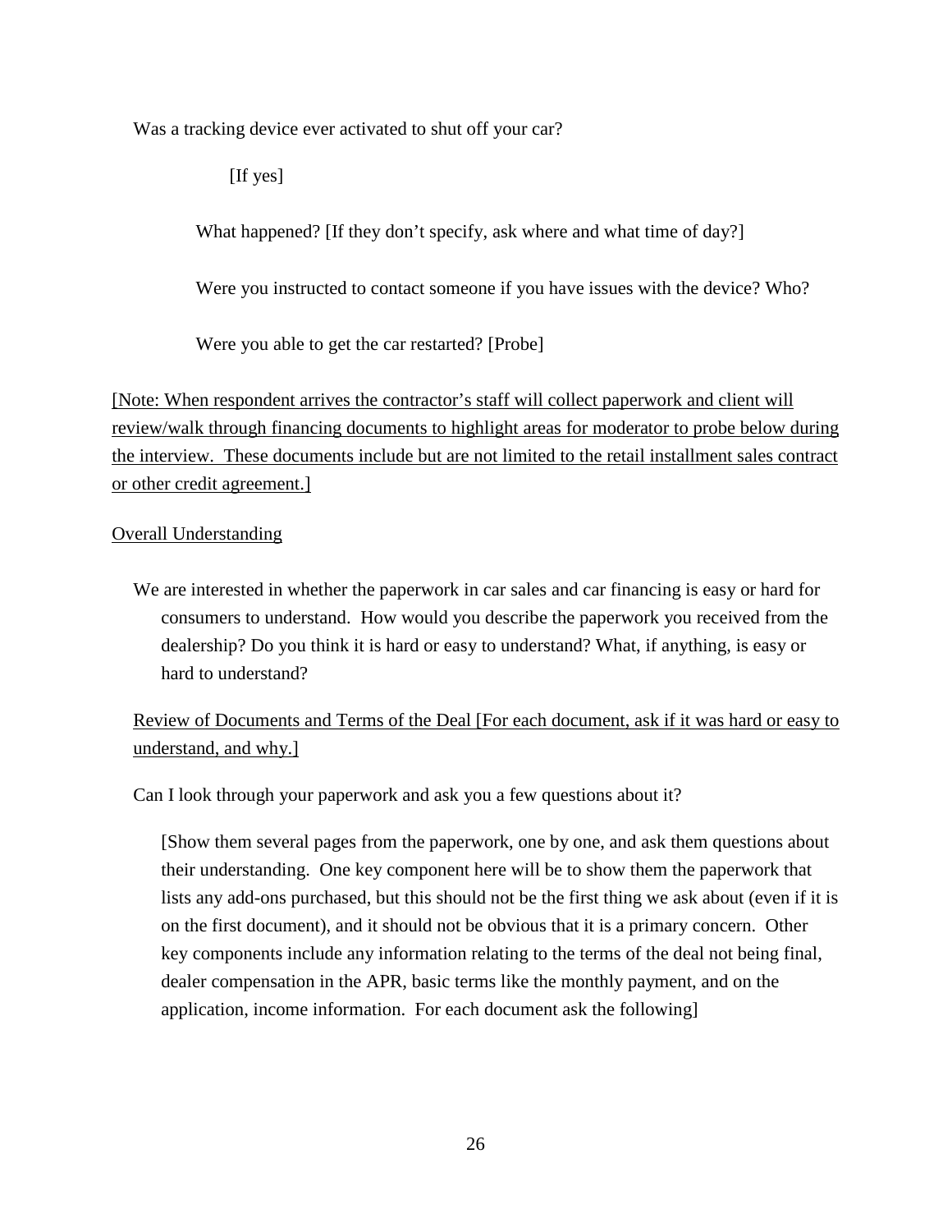Was a tracking device ever activated to shut off your car?

[If yes]

What happened? [If they don't specify, ask where and what time of day?]

Were you instructed to contact someone if you have issues with the device? Who?

Were you able to get the car restarted? [Probe]

[Note: When respondent arrives the contractor's staff will collect paperwork and client will review/walk through financing documents to highlight areas for moderator to probe below during the interview. These documents include but are not limited to the retail installment sales contract or other credit agreement.]

Overall Understanding

We are interested in whether the paperwork in car sales and car financing is easy or hard for consumers to understand. How would you describe the paperwork you received from the dealership? Do you think it is hard or easy to understand? What, if anything, is easy or hard to understand?

Review of Documents and Terms of the Deal [For each document, ask if it was hard or easy to understand, and why.]

Can I look through your paperwork and ask you a few questions about it?

[Show them several pages from the paperwork, one by one, and ask them questions about their understanding. One key component here will be to show them the paperwork that lists any add-ons purchased, but this should not be the first thing we ask about (even if it is on the first document), and it should not be obvious that it is a primary concern. Other key components include any information relating to the terms of the deal not being final, dealer compensation in the APR, basic terms like the monthly payment, and on the application, income information. For each document ask the following]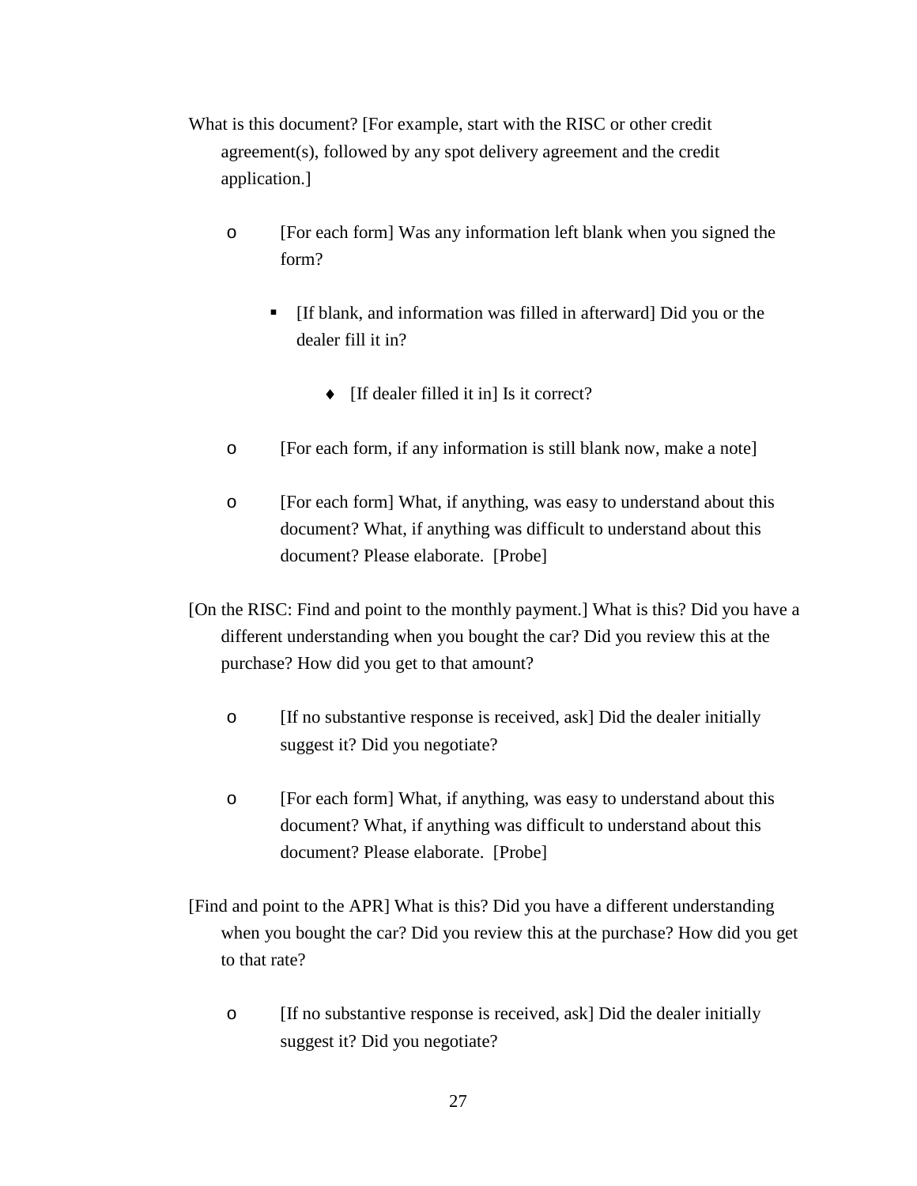What is this document? [For example, start with the RISC or other credit agreement(s), followed by any spot delivery agreement and the credit application.]

- [For each form] Was any information left blank when you signed the form?
  - [If blank, and information was filled in afterward] Did you or the dealer fill it in?
    - [If dealer filled it in] Is it correct?
- [For each form, if any information is still blank now, make a note]
- [For each form] What, if anything, was easy to understand about this document? What, if anything was difficult to understand about this document? Please elaborate. [Probe]

[On the RISC: Find and point to the monthly payment.] What is this? Did you have a different understanding when you bought the car? Did you review this at the purchase? How did you get to that amount?

- [If no substantive response is received, ask] Did the dealer initially suggest it? Did you negotiate?
- [For each form] What, if anything, was easy to understand about this document? What, if anything, was difficult to understand about this document? Please elaborate. [Probe]

[Find and point to the APR] What is this? Did you have a different understanding when you bought the car? Did you review this at the purchase? How did you get to that rate?

- [If no substantive response is received, ask] Did the dealer initially suggest it? Did you negotiate?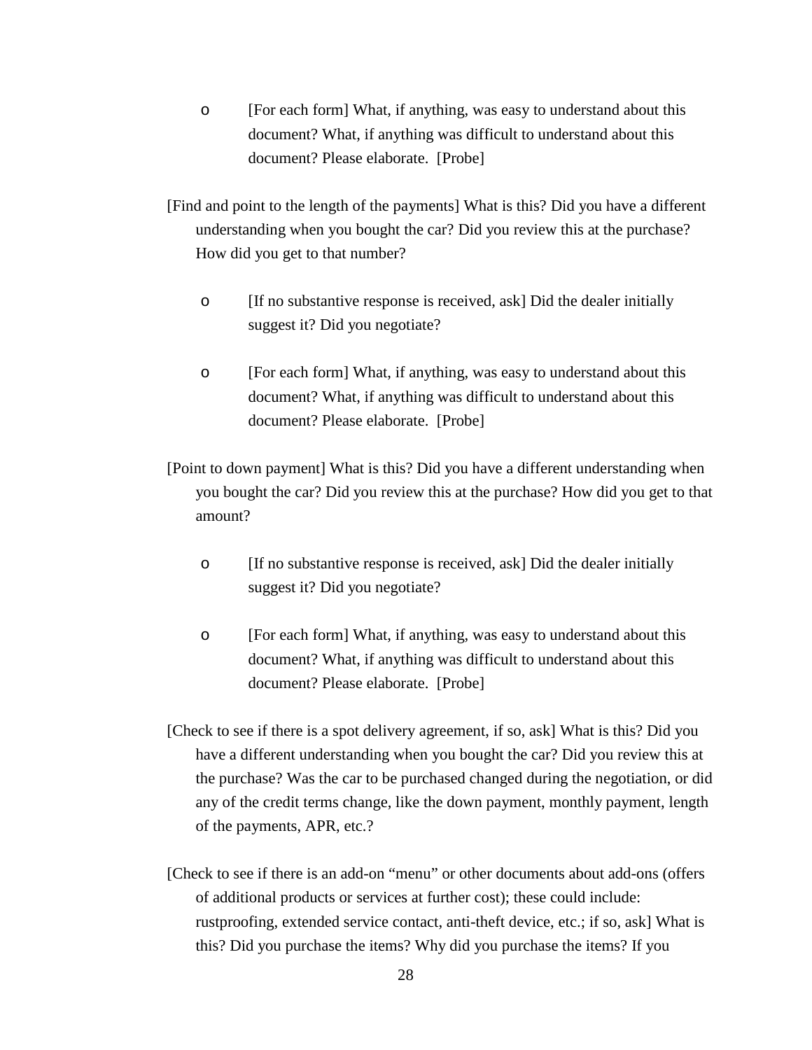- [For each form] What, if anything, was easy to understand about this document? What, if anything was difficult to understand about this document? Please elaborate. [Probe]

[Find and point to the length of the payments] What is this? Did you have a different understanding when you bought the car? Did you review this at the purchase? How did you get to that number?

- [If no substantive response is received, ask] Did the dealer initially suggest it? Did you negotiate?
- [For each form] What, if anything, was easy to understand about this document? What, if anything was difficult to understand about this document? Please elaborate. [Probe]

[Point to down payment] What is this? Did you have a different understanding when you bought the car? Did you review this at the purchase? How did you get to that amount?

- [If no substantive response is received, ask] Did the dealer initially suggest it? Did you negotiate?
- [For each form] What, if anything, was easy to understand about this document? What, if anything was difficult to understand about this document? Please elaborate. [Probe]

[Check to see if there is a spot delivery agreement, if so, ask] What is this? Did you have a different understanding when you bought the car? Did you review this at the purchase? Was the car to be purchased changed during the negotiation, or did any of the credit terms change, like the down payment, monthly payment, length of the payments, APR, etc.?

[Check to see if there is an add-on "menu" or other documents about add-ons (offers of additional products or services at further cost); these could include: rustproofing, extended service contact, anti-theft device, etc.; if so, ask] What is this? Did you purchase the items? Why did you purchase the items? If you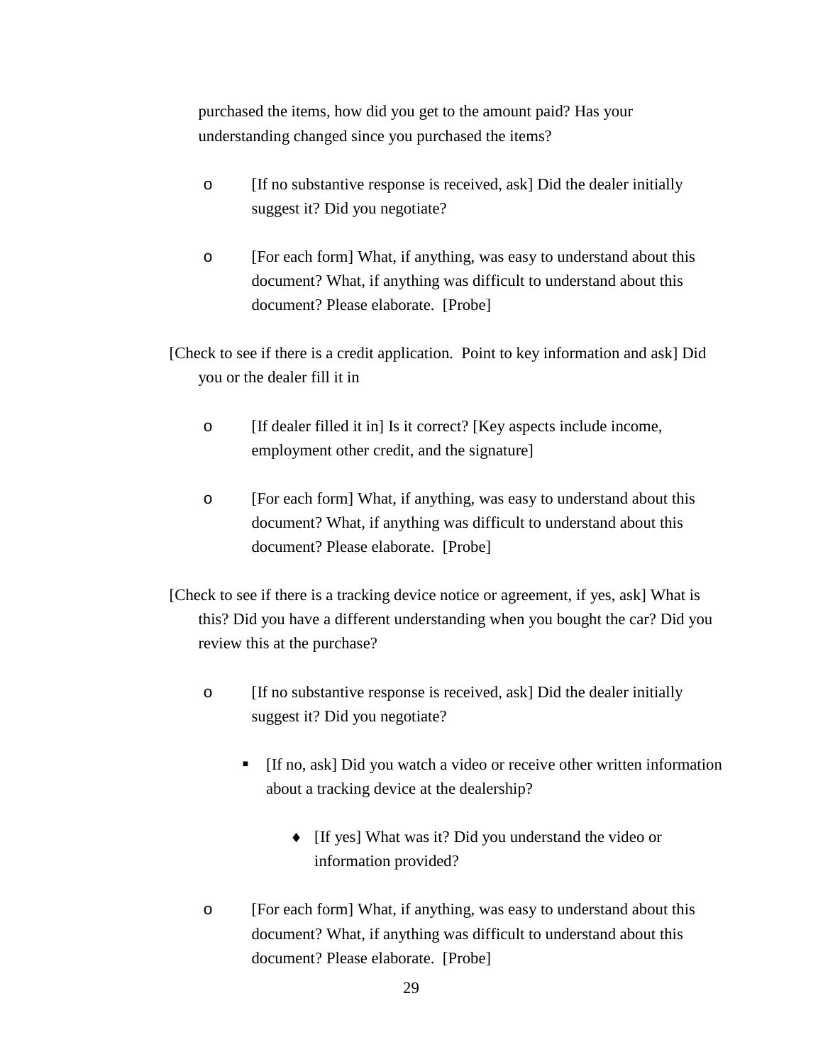purchased the items, how did you get to the amount paid? Has your understanding changed since you purchased the items?

- o [If no substantive response is received, ask] Did the dealer initially suggest it? Did you negotiate?
- o [For each form] What, if anything, was easy to understand about this document? What, if anything was difficult to understand about this document? Please elaborate. [Probe]

[Check to see if there is a credit application. Point to key information and ask] Did you or the dealer fill it in

- o [If dealer filled it in] Is it correct? [Key aspects include income, employment other credit, and the signature]
- o [For each form] What, if anything, was easy to understand about this document? What, if anything was difficult to understand about this document? Please elaborate. [Probe]

[Check to see if there is a tracking device notice or agreement, if yes, ask] What is this? Did you have a different understanding when you bought the car? Did you review this at the purchase?

- o [If no substantive response is received, ask] Did the dealer initially suggest it? Did you negotiate?
  - ▪ [If no, ask] Did you watch a video or receive other written information about a tracking device at the dealership?
    - ♦ [If yes] What was it? Did you understand the video or information provided?
- o [For each form] What, if anything, was easy to understand about this document? What, if anything was difficult to understand about this document? Please elaborate. [Probe]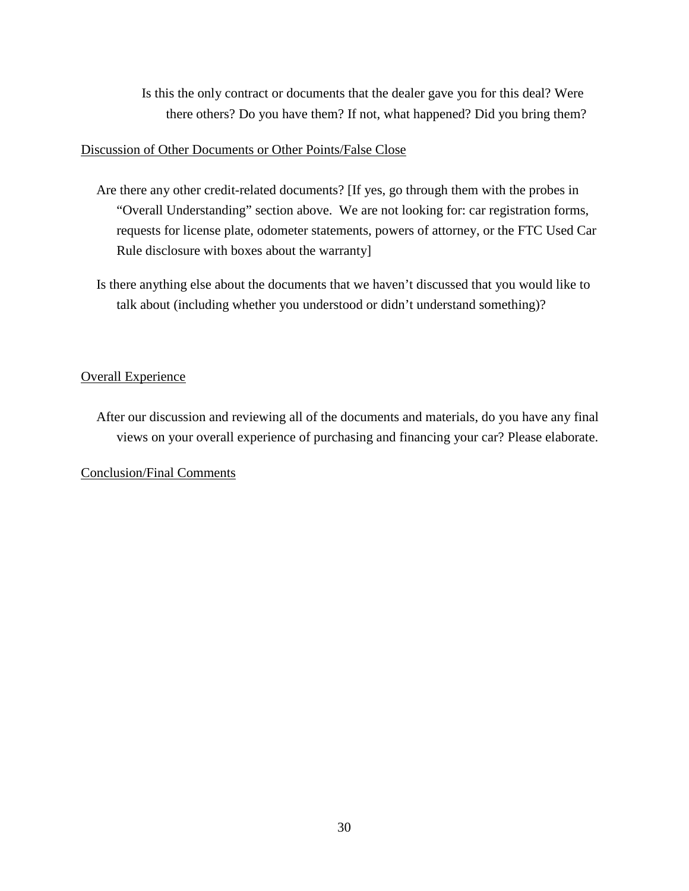Is this the only contract or documents that the dealer gave you for this deal? Were there others? Do you have them? If not, what happened? Did you bring them?

<u>Discussion of Other Documents or Other Points/False Close</u>

Are there any other credit-related documents? [If yes, go through them with the probes in "Overall Understanding" section above. We are not looking for: car registration forms, requests for license plate, odometer statements, powers of attorney, or the FTC Used Car Rule disclosure with boxes about the warranty]

Is there anything else about the documents that we haven't discussed that you would like to talk about (including whether you understood or didn't understand something)?

<u>Overall Experience</u>

After our discussion and reviewing all of the documents and materials, do you have any final views on your overall experience of purchasing and financing your car? Please elaborate.

<u>Conclusion/Final Comments</u>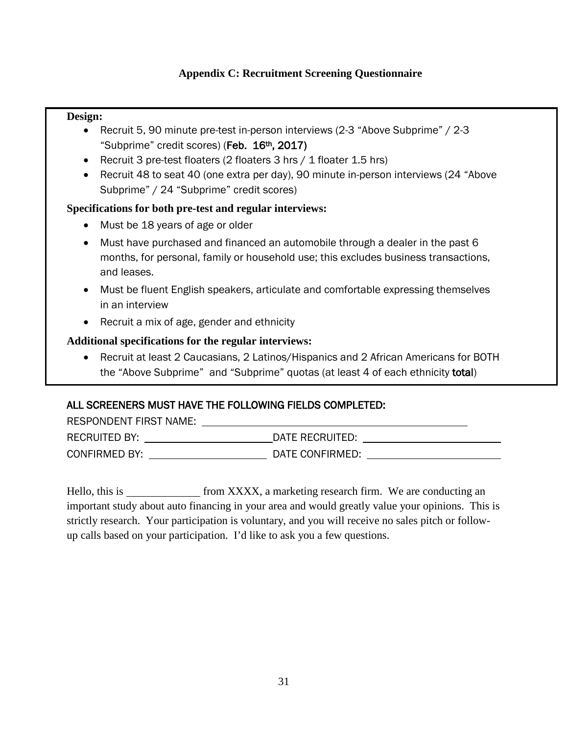# Appendix C: Recruitment Screening Questionnaire

**Design:**

- Recruit 5, 90 minute pre-test in-person interviews (2-3 "Above Subprime" / 2-3 "Subprime" credit scores) (**Feb. 16th, 2017)**
- Recruit 3 pre-test floaters (2 floaters 3 hrs / 1 floater 1.5 hrs)
- Recruit 48 to seat 40 (one extra per day), 90 minute in-person interviews (24 "Above Subprime" / 24 "Subprime" credit scores)

**Specifications for both pre-test and regular interviews:**

- Must be 18 years of age or older
- Must have purchased and financed an automobile through a dealer in the past 6 months, for personal, family or household use; this excludes business transactions, and leases.
- Must be fluent English speakers, articulate and comfortable expressing themselves in an interview
- Recruit a mix of age, gender and ethnicity

**Additional specifications for the regular interviews:**

- Recruit at least 2 Caucasians, 2 Latinos/Hispanics and 2 African Americans for BOTH the "Above Subprime" and "Subprime" quotas (at least 4 of each ethnicity **total**)

ALL SCREENERS MUST HAVE THE FOLLOWING FIELDS COMPLETED:

RESPONDENT FIRST NAME: ______________________________

RECRUITED BY: ____________________ DATE RECRUITED: ____________________

CONFIRMED BY: ____________________ DATE CONFIRMED: ____________________

Hello, this is ____________ from XXXX, a marketing research firm. We are conducting an important study about auto financing in your area and would greatly value your opinions. This is strictly research. Your participation is voluntary, and you will receive no sales pitch or follow-up calls based on your participation. I'd like to ask you a few questions.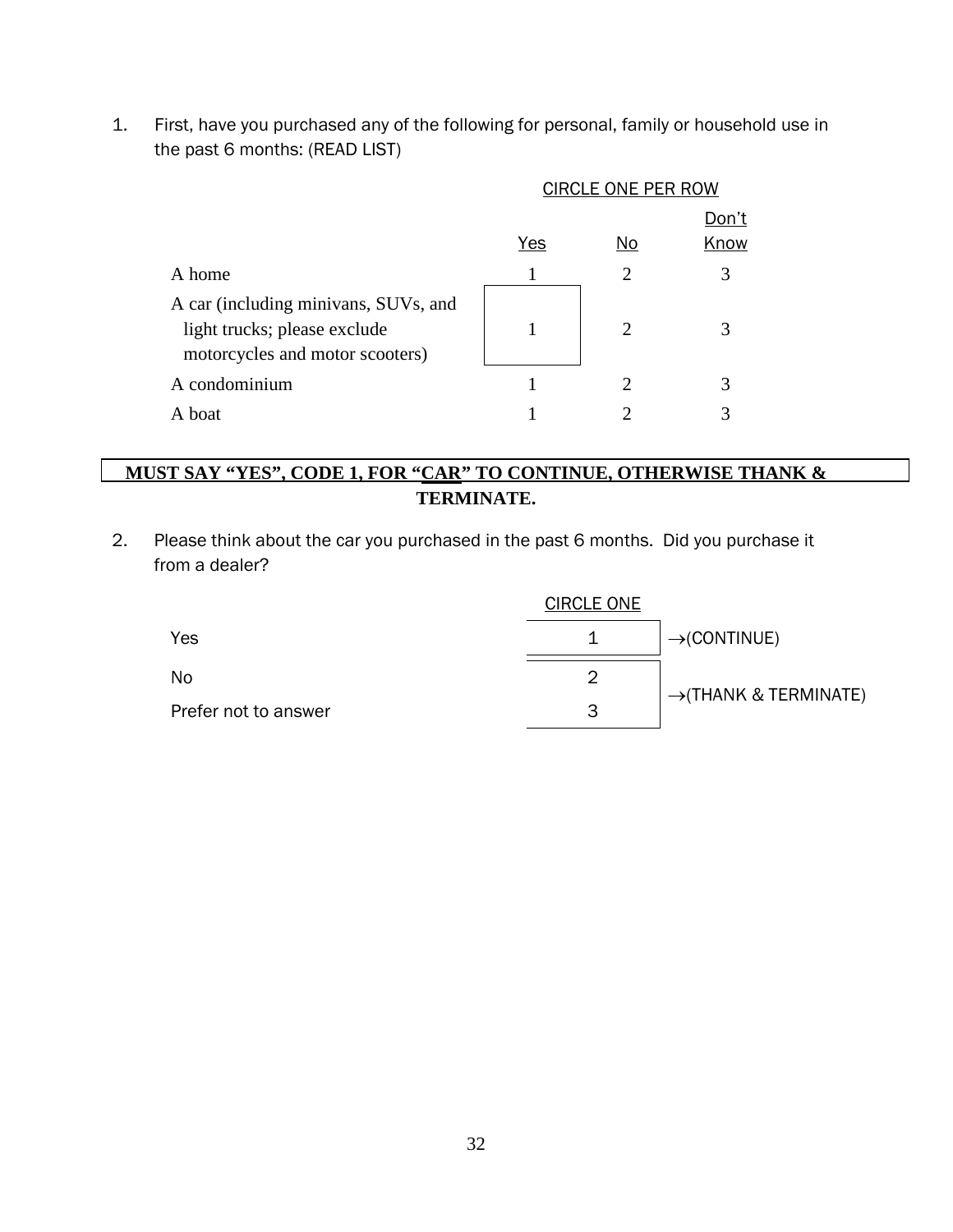1. First, have you purchased any of the following for personal, family or household use in the past 6 months: (READ LIST)

CIRCLE ONE PER ROW

| | Yes | No | Don't Know |
|---|---|---|---|
| A home | 1 | 2 | 3 |
| A car (including minivans, SUVs, and light trucks; please exclude motorcycles and motor scooters) | 1 | 2 | 3 |
| A condominium | 1 | 2 | 3 |
| A boat | 1 | 2 | 3 |

**MUST SAY "YES", CODE 1, FOR "CAR" TO CONTINUE, OTHERWISE THANK & TERMINATE.**

2. Please think about the car you purchased in the past 6 months. Did you purchase it from a dealer?

| | CIRCLE ONE | |
|---|---|---|
| Yes | 1 | →(CONTINUE) |
| No | 2 | →(THANK & TERMINATE) |
| Prefer not to answer | 3 | |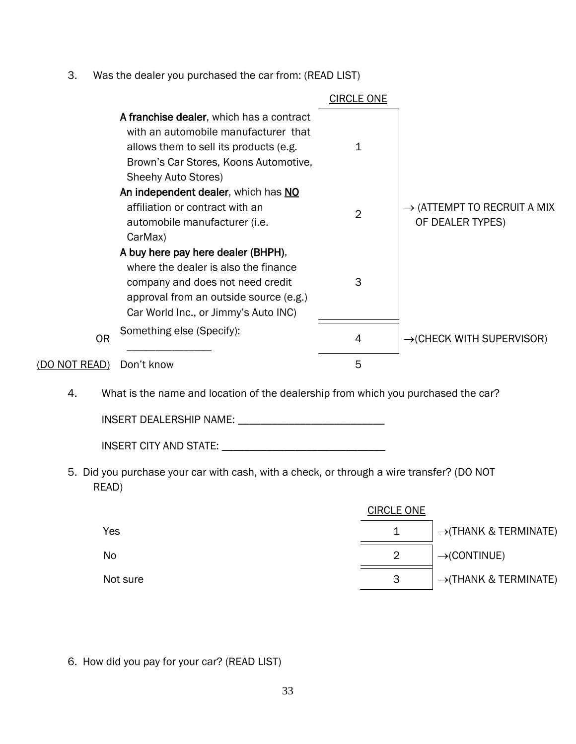3. Was the dealer you purchased the car from: (READ LIST)

| | | CIRCLE ONE | |
|---|---|---|---|
| | **A franchise dealer**, which has a contract with an automobile manufacturer that allows them to sell its products (e.g. Brown's Car Stores, Koons Automotive, Sheehy Auto Stores) | 1 | → (ATTEMPT TO RECRUIT A MIX OF DEALER TYPES) |
| | **An independent dealer**, which has **NO** affiliation or contract with an automobile manufacturer (i.e. CarMax) | 2 | |
| | **A buy here pay here dealer (BHPH)**, where the dealer is also the finance company and does not need credit approval from an outside source (e.g.) Car World Inc., or Jimmy's Auto INC) | 3 | |
| OR | Something else (Specify): _______________ | 4 | →(CHECK WITH SUPERVISOR) |
| (DO NOT READ) | Don't know | 5 | |

4. What is the name and location of the dealership from which you purchased the car?

INSERT DEALERSHIP NAME: ___________________________

INSERT CITY AND STATE: ______________________________

5. Did you purchase your car with cash, with a check, or through a wire transfer? (DO NOT READ)

| | CIRCLE ONE | |
|---|---|---|
| Yes | 1 | →(THANK & TERMINATE) |
| No | 2 | →(CONTINUE) |
| Not sure | 3 | →(THANK & TERMINATE) |

6. How did you pay for your car? (READ LIST)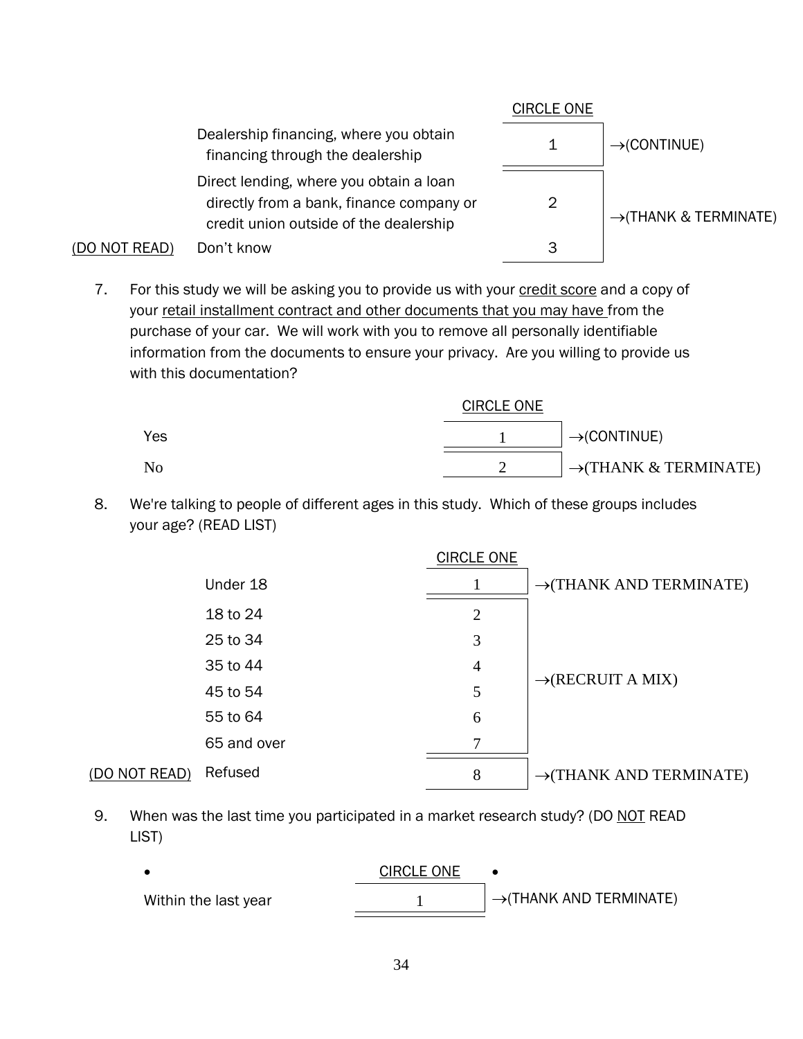| | | CIRCLE ONE | |
|---|---|---|---|
| | Dealership financing, where you obtain financing through the dealership | 1 | →(CONTINUE) |
| | Direct lending, where you obtain a loan directly from a bank, finance company or credit union outside of the dealership | 2 | →(THANK & TERMINATE) |
| (DO NOT READ) | Don't know | 3 | |

7. For this study we will be asking you to provide us with your credit score and a copy of your retail installment contract and other documents that you may have from the purchase of your car. We will work with you to remove all personally identifiable information from the documents to ensure your privacy. Are you willing to provide us with this documentation?

| | CIRCLE ONE | |
|---|---|---|
| Yes | 1 | →(CONTINUE) |
| No | 2 | →(THANK & TERMINATE) |

8. We're talking to people of different ages in this study. Which of these groups includes your age? (READ LIST)

| | | CIRCLE ONE | |
|---|---|---|---|
| | Under 18 | 1 | →(THANK AND TERMINATE) |
| | 18 to 24 | 2 | →(RECRUIT A MIX) |
| | 25 to 34 | 3 | |
| | 35 to 44 | 4 | |
| | 45 to 54 | 5 | |
| | 55 to 64 | 6 | |
| | 65 and over | 7 | |
| (DO NOT READ) | Refused | 8 | →(THANK AND TERMINATE) |

9. When was the last time you participated in a market research study? (DO NOT READ LIST)

| | CIRCLE ONE | |
|---|---|---|
| Within the last year | 1 | →(THANK AND TERMINATE) |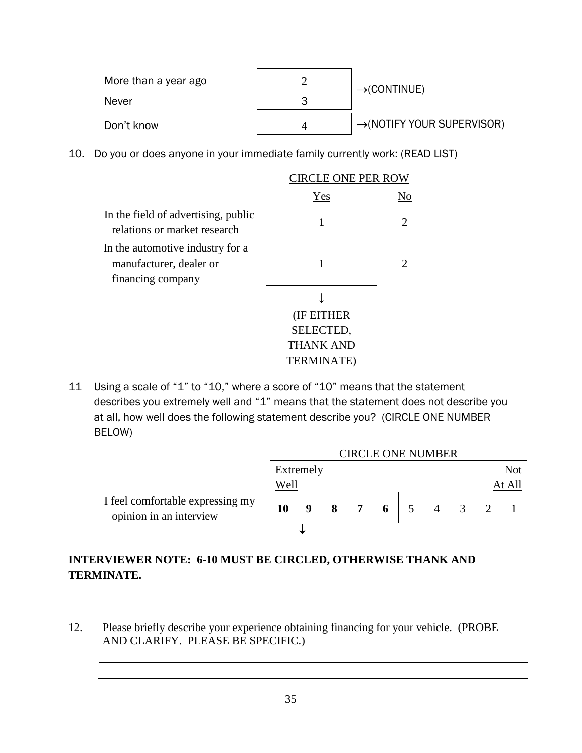| | | |
|---|---|---|
| More than a year ago | 2 | →(CONTINUE) |
| Never | 3 | |
| Don't know | 4 | →(NOTIFY YOUR SUPERVISOR) |

10. Do you or does anyone in your immediate family currently work: (READ LIST)

CIRCLE ONE PER ROW

| | Yes | No |
|---|---|---|
| In the field of advertising, public relations or market research | 1 | 2 |
| In the automotive industry for a manufacturer, dealer or financing company | 1 | 2 |

↓
(IF EITHER SELECTED, THANK AND TERMINATE)

11 Using a scale of "1" to "10," where a score of "10" means that the statement describes you extremely well and "1" means that the statement does not describe you at all, how well does the following statement describe you? (CIRCLE ONE NUMBER BELOW)

CIRCLE ONE NUMBER

| | Extremely Well | | | | | | | | | Not At All |
|---|---|---|---|---|---|---|---|---|---|---|
| I feel comfortable expressing my opinion in an interview | **10** | **9** | **8** | **7** | **6** | 5 | 4 | 3 | 2 | 1 |

↓

**INTERVIEWER NOTE: 6-10 MUST BE CIRCLED, OTHERWISE THANK AND TERMINATE.**

12. Please briefly describe your experience obtaining financing for your vehicle. (PROBE AND CLARIFY. PLEASE BE SPECIFIC.)

______________________________________________________________________

______________________________________________________________________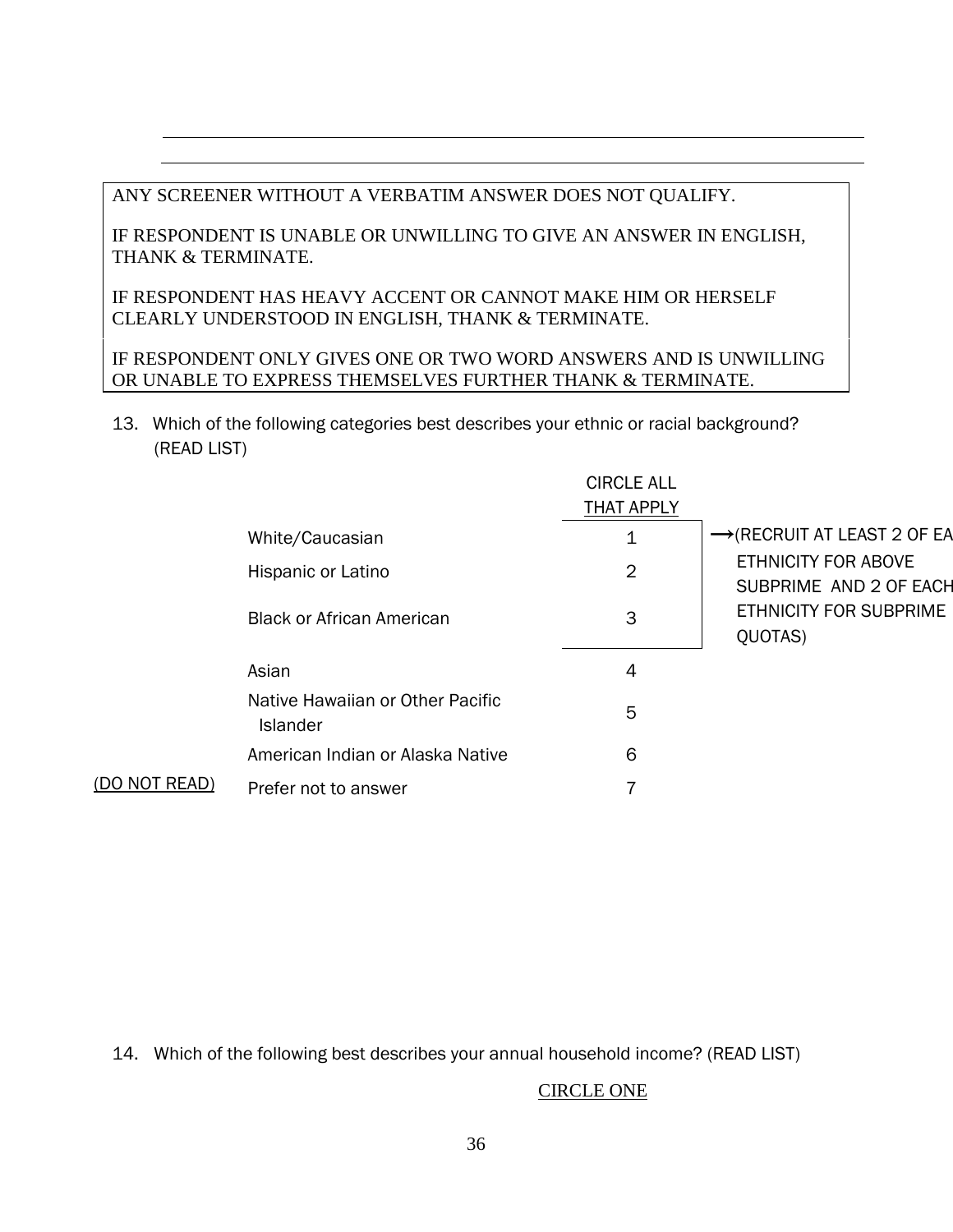ANY SCREENER WITHOUT A VERBATIM ANSWER DOES NOT QUALIFY.

IF RESPONDENT IS UNABLE OR UNWILLING TO GIVE AN ANSWER IN ENGLISH, THANK & TERMINATE.

IF RESPONDENT HAS HEAVY ACCENT OR CANNOT MAKE HIM OR HERSELF CLEARLY UNDERSTOOD IN ENGLISH, THANK & TERMINATE.

IF RESPONDENT ONLY GIVES ONE OR TWO WORD ANSWERS AND IS UNWILLING OR UNABLE TO EXPRESS THEMSELVES FURTHER THANK & TERMINATE.

13. Which of the following categories best describes your ethnic or racial background? (READ LIST)

| | | CIRCLE ALL THAT APPLY | |
|---|---|---|---|
| | White/Caucasian | 1 | →(RECRUIT AT LEAST 2 OF EA ETHNICITY FOR ABOVE SUBPRIME AND 2 OF EACH ETHNICITY FOR SUBPRIME QUOTAS) |
| | Hispanic or Latino | 2 | |
| | Black or African American | 3 | |
| | Asian | 4 | |
| | Native Hawaiian or Other Pacific Islander | 5 | |
| | American Indian or Alaska Native | 6 | |
| (DO NOT READ) | Prefer not to answer | 7 | |

14. Which of the following best describes your annual household income? (READ LIST)

CIRCLE ONE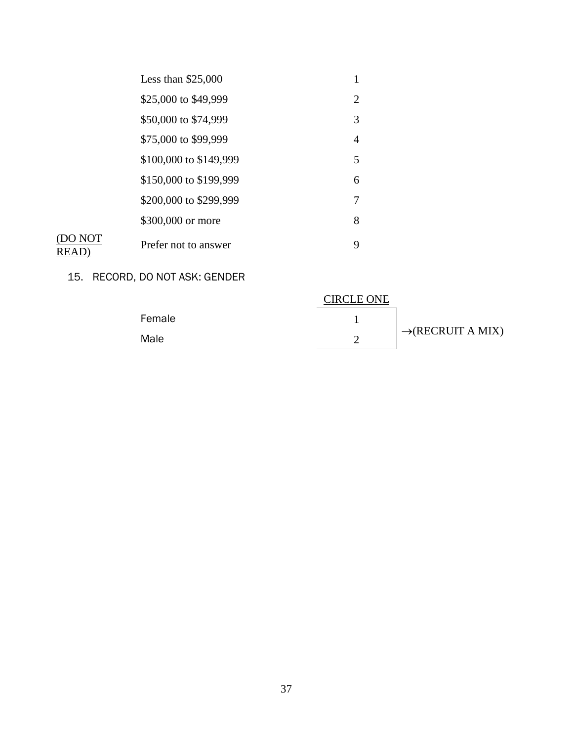| | | |
|---|---|---|
| | Less than $25,000 | 1 |
| | $25,000 to $49,999 | 2 |
| | $50,000 to $74,999 | 3 |
| | $75,000 to $99,999 | 4 |
| | $100,000 to $149,999 | 5 |
| | $150,000 to $199,999 | 6 |
| | $200,000 to $299,999 | 7 |
| | $300,000 or more | 8 |
| (DO NOT READ) | Prefer not to answer | 9 |

15. RECORD, DO NOT ASK: GENDER

| | CIRCLE ONE | |
|---|---|---|
| Female | 1 | →(RECRUIT A MIX) |
| Male | 2 | |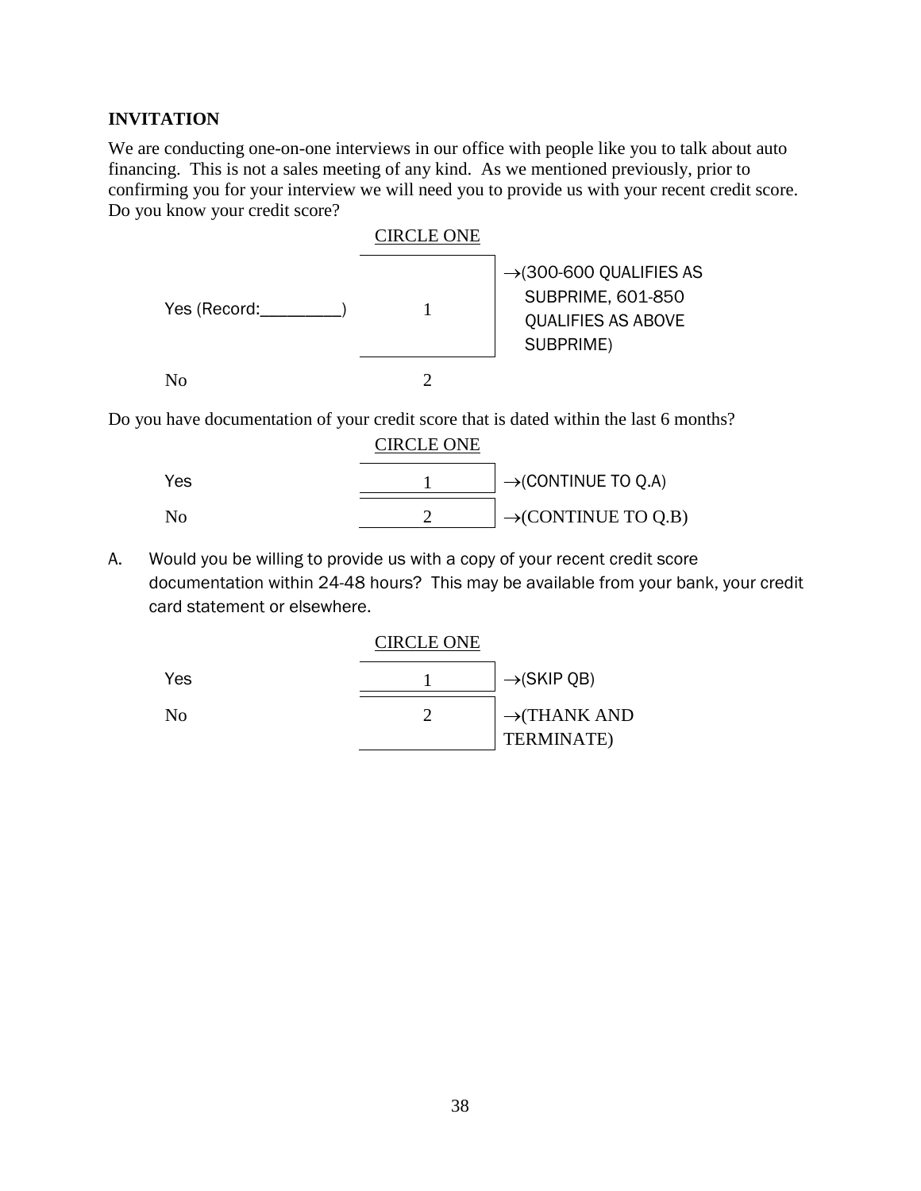**INVITATION**

We are conducting one-on-one interviews in our office with people like you to talk about auto financing. This is not a sales meeting of any kind. As we mentioned previously, prior to confirming you for your interview we will need you to provide us with your recent credit score. Do you know your credit score?

| | CIRCLE ONE | |
|---|---|---|
| Yes (Record:_________) | 1 | →(300-600 QUALIFIES AS SUBPRIME, 601-850 QUALIFIES AS ABOVE SUBPRIME) |
| No | 2 | |

Do you have documentation of your credit score that is dated within the last 6 months?

| | CIRCLE ONE | |
|---|---|---|
| Yes | 1 | →(CONTINUE TO Q.A) |
| No | 2 | →(CONTINUE TO Q.B) |

A. Would you be willing to provide us with a copy of your recent credit score documentation within 24-48 hours? This may be available from your bank, your credit card statement or elsewhere.

| | CIRCLE ONE | |
|---|---|---|
| Yes | 1 | →(SKIP QB) |
| No | 2 | →(THANK AND TERMINATE) |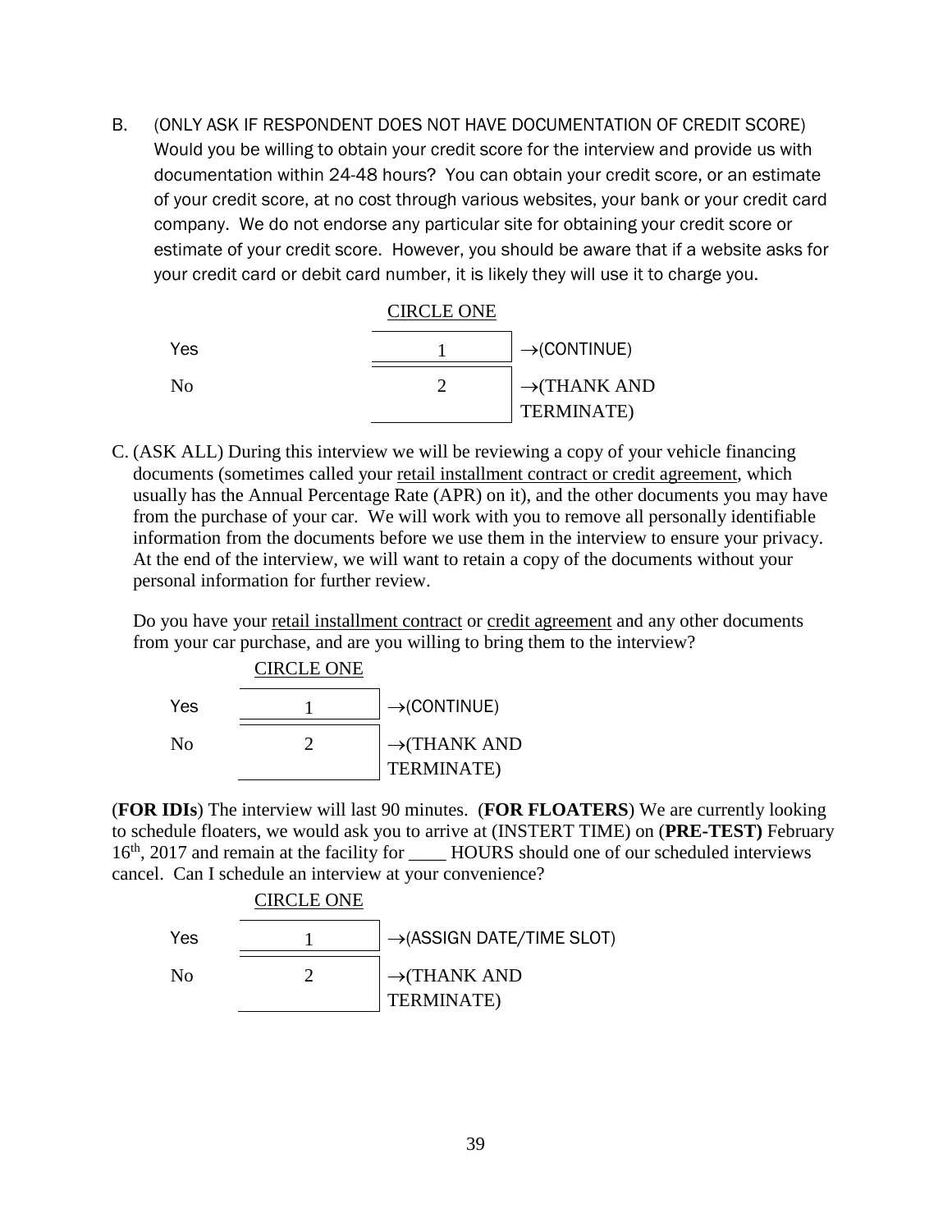B. (ONLY ASK IF RESPONDENT DOES NOT HAVE DOCUMENTATION OF CREDIT SCORE) Would you be willing to obtain your credit score for the interview and provide us with documentation within 24-48 hours? You can obtain your credit score, or an estimate of your credit score, at no cost through various websites, your bank or your credit card company. We do not endorse any particular site for obtaining your credit score or estimate of your credit score. However, you should be aware that if a website asks for your credit card or debit card number, it is likely they will use it to charge you.

| | CIRCLE ONE | |
|---|---|---|
| Yes | 1 | →(CONTINUE) |
| No | 2 | →(THANK AND TERMINATE) |

C. (ASK ALL) During this interview we will be reviewing a copy of your vehicle financing documents (sometimes called your retail installment contract or credit agreement, which usually has the Annual Percentage Rate (APR) on it), and the other documents you may have from the purchase of your car. We will work with you to remove all personally identifiable information from the documents before we use them in the interview to ensure your privacy. At the end of the interview, we will want to retain a copy of the documents without your personal information for further review.

Do you have your retail installment contract or credit agreement and any other documents from your car purchase, and are you willing to bring them to the interview?

| | CIRCLE ONE | |
|---|---|---|
| Yes | 1 | →(CONTINUE) |
| No | 2 | →(THANK AND TERMINATE) |

(**FOR IDIs**) The interview will last 90 minutes. (**FOR FLOATERS**) We are currently looking to schedule floaters, we would ask you to arrive at (INSTERT TIME) on (**PRE-TEST)** February 16th, 2017 and remain at the facility for ____ HOURS should one of our scheduled interviews cancel. Can I schedule an interview at your convenience?

| | CIRCLE ONE | |
|---|---|---|
| Yes | 1 | →(ASSIGN DATE/TIME SLOT) |
| No | 2 | →(THANK AND TERMINATE) |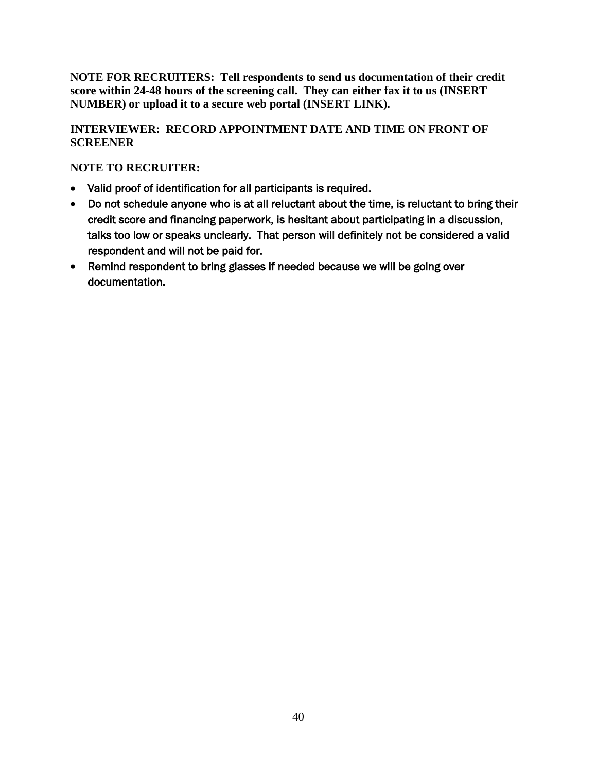**NOTE FOR RECRUITERS: Tell respondents to send us documentation of their credit score within 24-48 hours of the screening call. They can either fax it to us (INSERT NUMBER) or upload it to a secure web portal (INSERT LINK).**

**INTERVIEWER: RECORD APPOINTMENT DATE AND TIME ON FRONT OF SCREENER**

**NOTE TO RECRUITER:**

- Valid proof of identification for all participants is required.
- Do not schedule anyone who is at all reluctant about the time, is reluctant to bring their credit score and financing paperwork, is hesitant about participating in a discussion, talks too low or speaks unclearly. That person will definitely not be considered a valid respondent and will not be paid for.
- Remind respondent to bring glasses if needed because we will be going over documentation.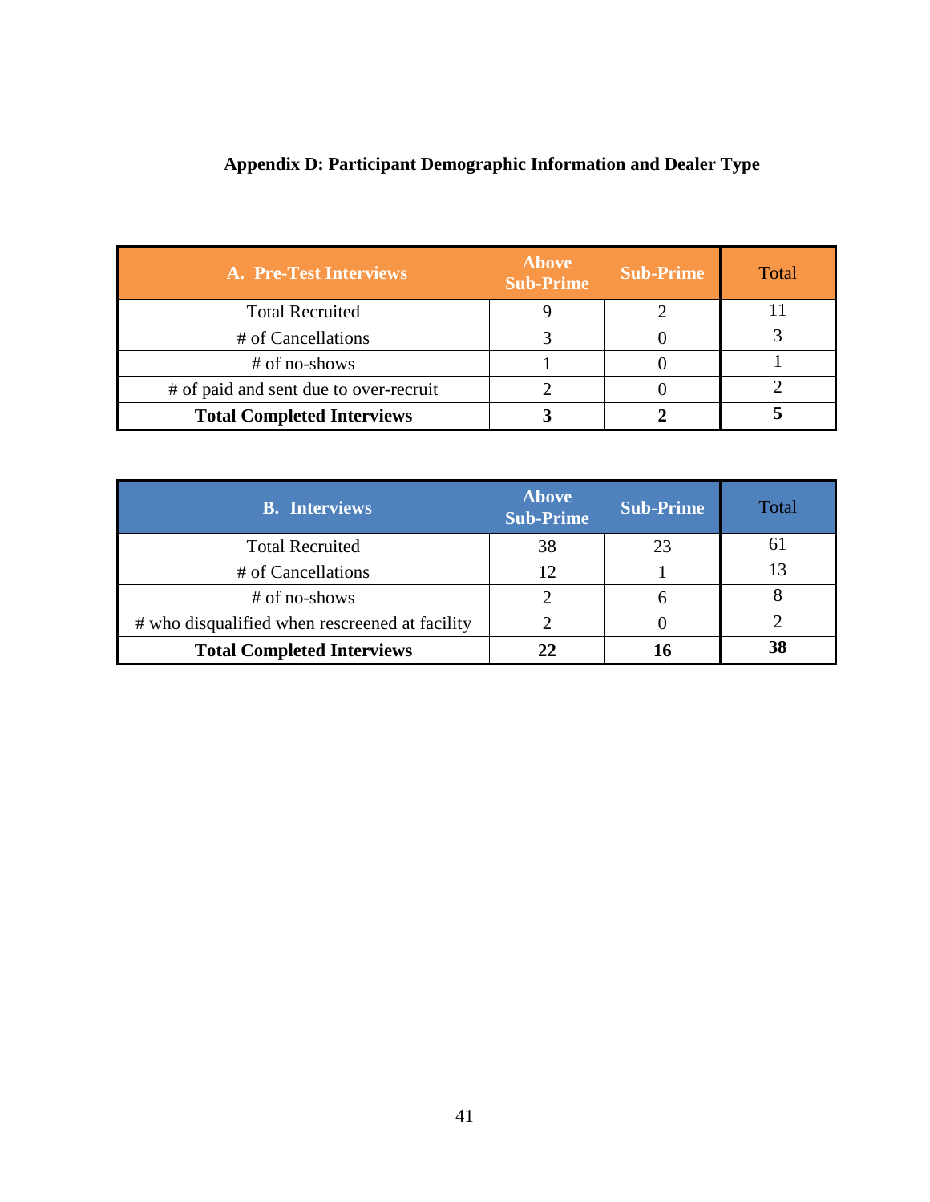# Appendix D: Participant Demographic Information and Dealer Type

| A. Pre-Test Interviews | Above Sub-Prime | Sub-Prime | Total |
|---|---|---|---|
| Total Recruited | 9 | 2 | 11 |
| # of Cancellations | 3 | 0 | 3 |
| # of no-shows | 1 | 0 | 1 |
| # of paid and sent due to over-recruit | 2 | 0 | 2 |
| **Total Completed Interviews** | **3** | **2** | **5** |

| B. Interviews | Above Sub-Prime | Sub-Prime | Total |
|---|---|---|---|
| Total Recruited | 38 | 23 | 61 |
| # of Cancellations | 12 | 1 | 13 |
| # of no-shows | 2 | 6 | 8 |
| # who disqualified when rescreened at facility | 2 | 0 | 2 |
| **Total Completed Interviews** | **22** | **16** | **38** |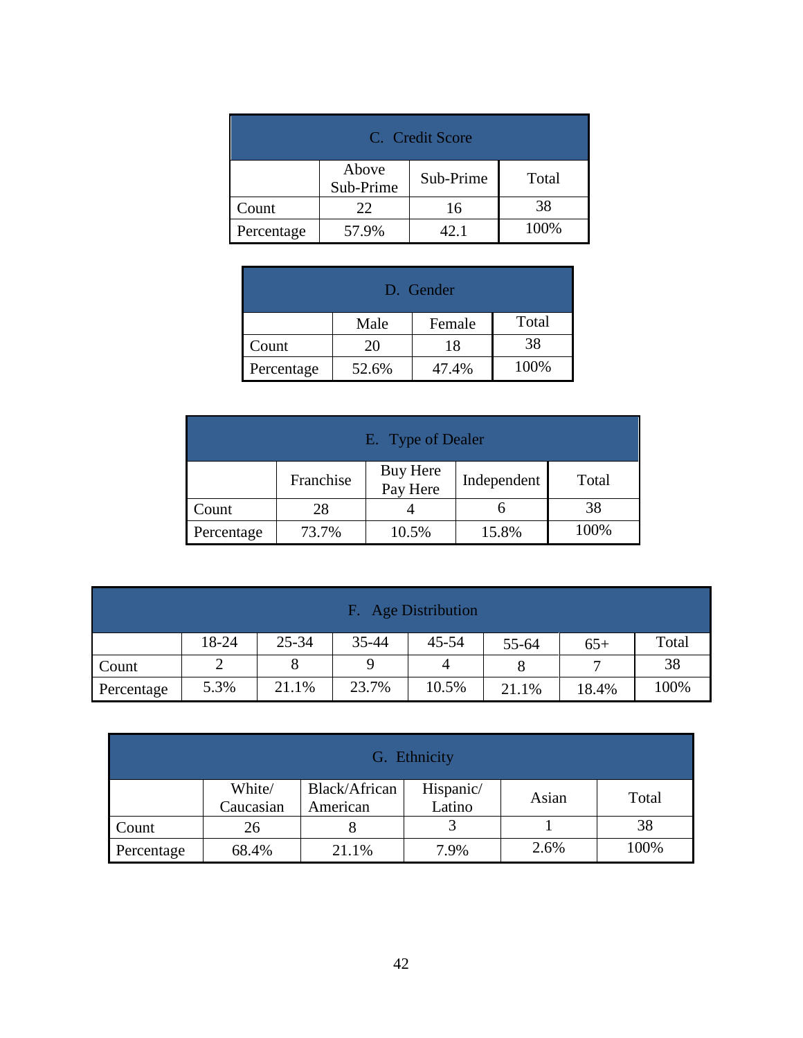| C. Credit Score | | | |
|---|---|---|---|
| | Above Sub-Prime | Sub-Prime | Total |
| Count | 22 | 16 | 38 |
| Percentage | 57.9% | 42.1 | 100% |

| D. Gender | | | |
|---|---|---|---|
| | Male | Female | Total |
| Count | 20 | 18 | 38 |
| Percentage | 52.6% | 47.4% | 100% |

| E. Type of Dealer | | | | |
|---|---|---|---|---|
| | Franchise | Buy Here Pay Here | Independent | Total |
| Count | 28 | 4 | 6 | 38 |
| Percentage | 73.7% | 10.5% | 15.8% | 100% |

| F. Age Distribution | | | | | | | |
|---|---|---|---|---|---|---|---|
| | 18-24 | 25-34 | 35-44 | 45-54 | 55-64 | 65+ | Total |
| Count | 2 | 8 | 9 | 4 | 8 | 7 | 38 |
| Percentage | 5.3% | 21.1% | 23.7% | 10.5% | 21.1% | 18.4% | 100% |

| G. Ethnicity | | | | | |
|---|---|---|---|---|---|
| | White/ Caucasian | Black/African American | Hispanic/ Latino | Asian | Total |
| Count | 26 | 8 | 3 | 1 | 38 |
| Percentage | 68.4% | 21.1% | 7.9% | 2.6% | 100% |